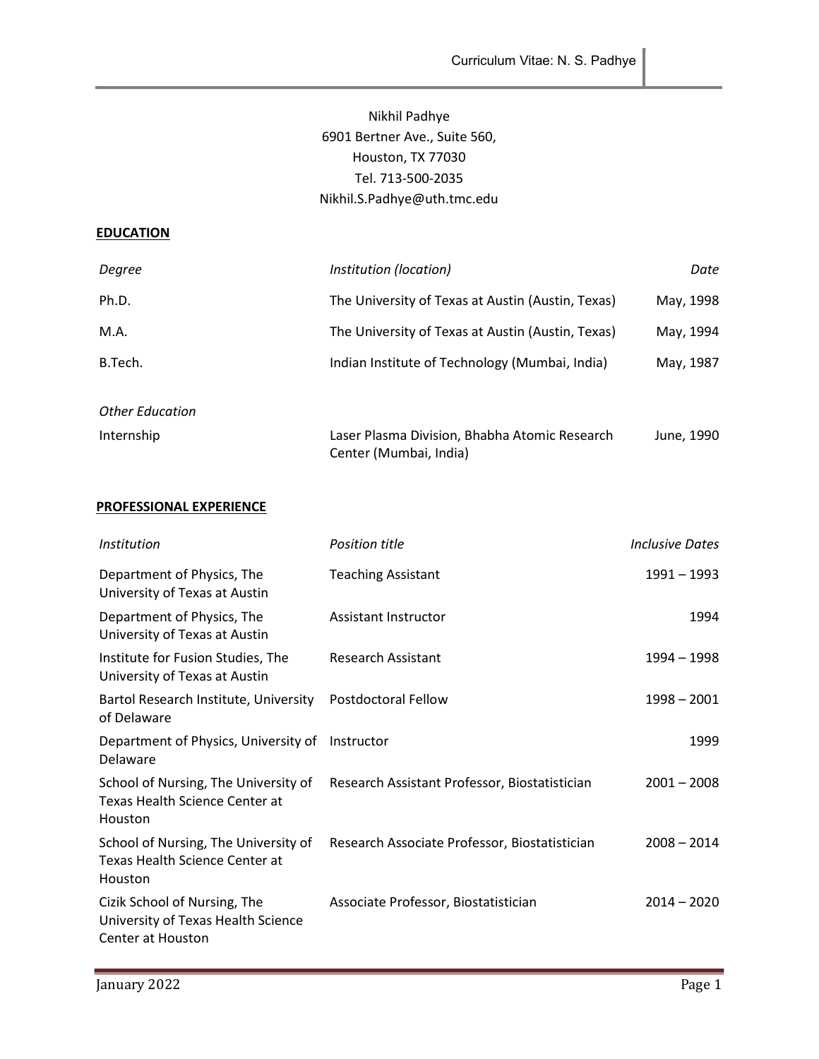Nikhil Padhye
6901 Bertner Ave., Suite 560,
Houston, TX 77030
Tel. 713-500-2035
Nikhil.S.Padhye@uth.tmc.edu

## EDUCATION

| *Degree* | *Institution (location)* | *Date* |
|---|---|---|
| Ph.D. | The University of Texas at Austin (Austin, Texas) | May, 1998 |
| M.A. | The University of Texas at Austin (Austin, Texas) | May, 1994 |
| B.Tech. | Indian Institute of Technology (Mumbai, India) | May, 1987 |

*Other Education*

| | | |
|---|---|---|
| Internship | Laser Plasma Division, Bhabha Atomic Research Center (Mumbai, India) | June, 1990 |

## PROFESSIONAL EXPERIENCE

| *Institution* | *Position title* | *Inclusive Dates* |
|---|---|---|
| Department of Physics, The University of Texas at Austin | Teaching Assistant | 1991 – 1993 |
| Department of Physics, The University of Texas at Austin | Assistant Instructor | 1994 |
| Institute for Fusion Studies, The University of Texas at Austin | Research Assistant | 1994 – 1998 |
| Bartol Research Institute, University of Delaware | Postdoctoral Fellow | 1998 – 2001 |
| Department of Physics, University of Delaware | Instructor | 1999 |
| School of Nursing, The University of Texas Health Science Center at Houston | Research Assistant Professor, Biostatistician | 2001 – 2008 |
| School of Nursing, The University of Texas Health Science Center at Houston | Research Associate Professor, Biostatistician | 2008 – 2014 |
| Cizik School of Nursing, The University of Texas Health Science Center at Houston | Associate Professor, Biostatistician | 2014 – 2020 |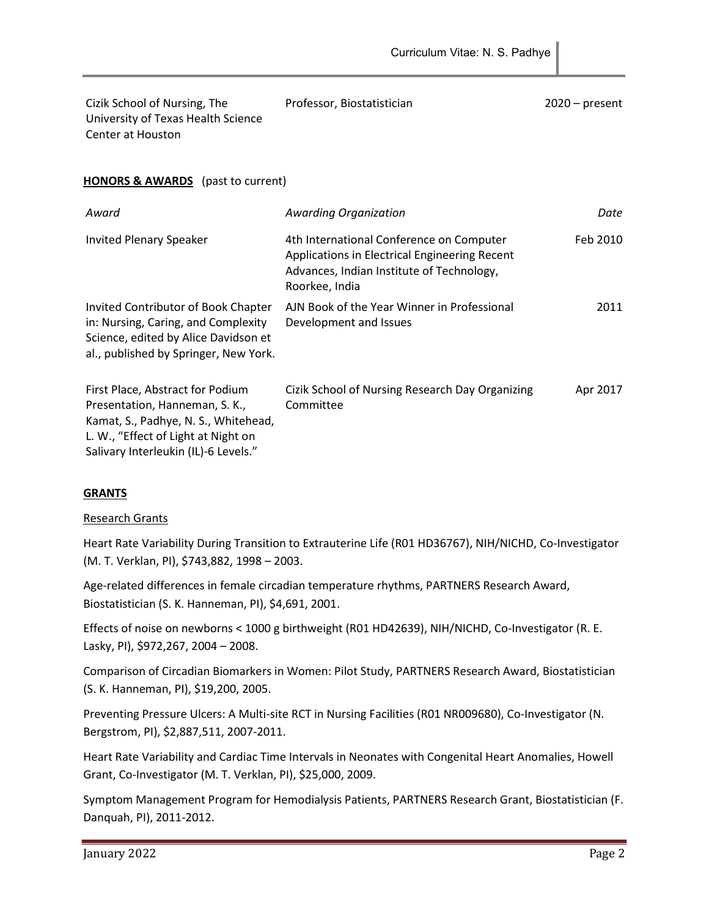| | | |
|---|---|---|
| Cizik School of Nursing, The University of Texas Health Science Center at Houston | Professor, Biostatistician | 2020 – present |

**HONORS & AWARDS** (past to current)

| *Award* | *Awarding Organization* | *Date* |
|---|---|---|
| Invited Plenary Speaker | 4th International Conference on Computer Applications in Electrical Engineering Recent Advances, Indian Institute of Technology, Roorkee, India | Feb 2010 |
| Invited Contributor of Book Chapter in: Nursing, Caring, and Complexity Science, edited by Alice Davidson et al., published by Springer, New York. | AJN Book of the Year Winner in Professional Development and Issues | 2011 |
| First Place, Abstract for Podium Presentation, Hanneman, S. K., Kamat, S., Padhye, N. S., Whitehead, L. W., "Effect of Light at Night on Salivary Interleukin (IL)-6 Levels." | Cizik School of Nursing Research Day Organizing Committee | Apr 2017 |

**GRANTS**

Research Grants

Heart Rate Variability During Transition to Extrauterine Life (R01 HD36767), NIH/NICHD, Co-Investigator (M. T. Verklan, PI), $743,882, 1998 – 2003.

Age-related differences in female circadian temperature rhythms, PARTNERS Research Award, Biostatistician (S. K. Hanneman, PI), $4,691, 2001.

Effects of noise on newborns < 1000 g birthweight (R01 HD42639), NIH/NICHD, Co-Investigator (R. E. Lasky, PI), $972,267, 2004 – 2008.

Comparison of Circadian Biomarkers in Women: Pilot Study, PARTNERS Research Award, Biostatistician (S. K. Hanneman, PI), $19,200, 2005.

Preventing Pressure Ulcers: A Multi-site RCT in Nursing Facilities (R01 NR009680), Co-Investigator (N. Bergstrom, PI), $2,887,511, 2007-2011.

Heart Rate Variability and Cardiac Time Intervals in Neonates with Congenital Heart Anomalies, Howell Grant, Co-Investigator (M. T. Verklan, PI), $25,000, 2009.

Symptom Management Program for Hemodialysis Patients, PARTNERS Research Grant, Biostatistician (F. Danquah, PI), 2011-2012.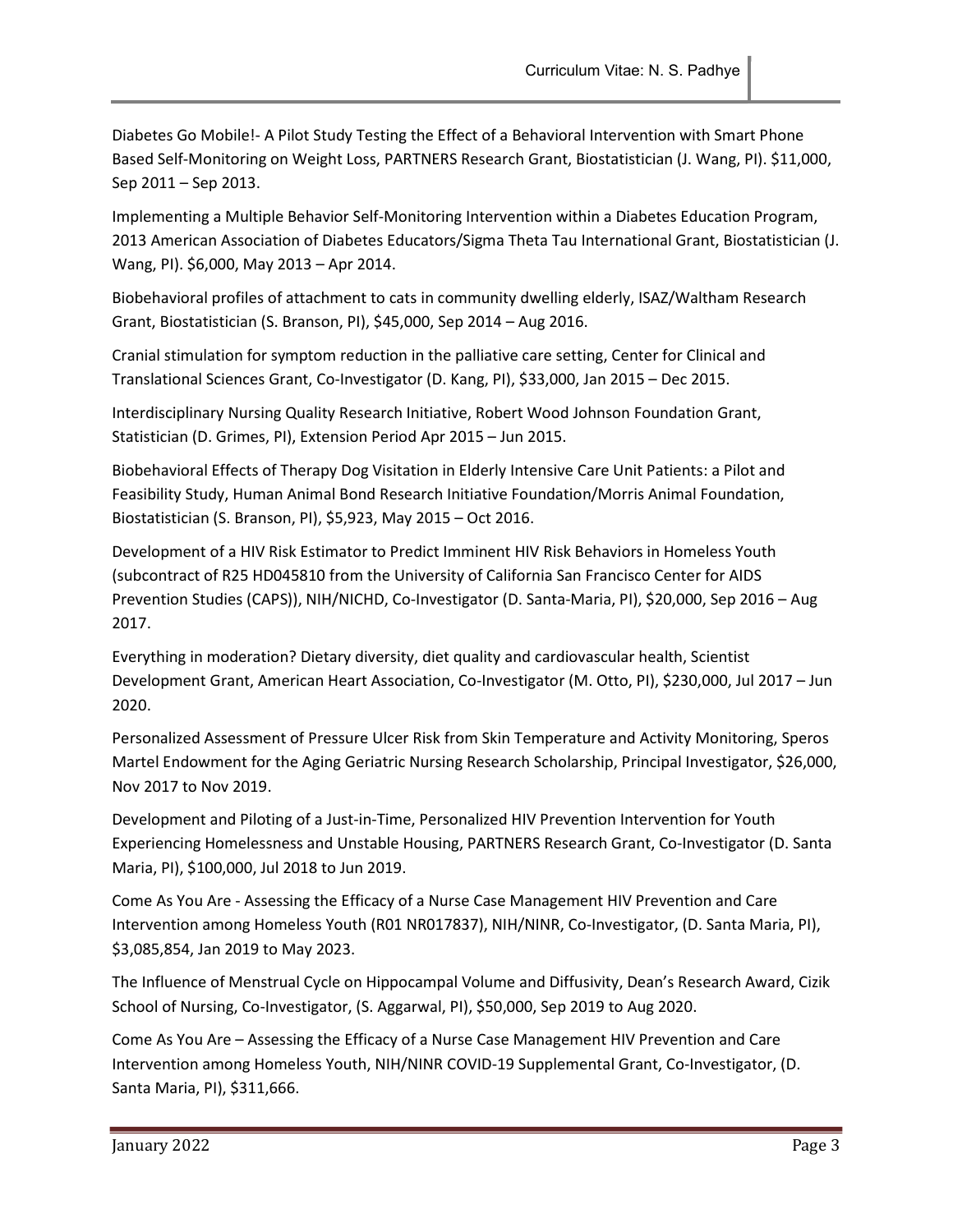Diabetes Go Mobile!- A Pilot Study Testing the Effect of a Behavioral Intervention with Smart Phone Based Self-Monitoring on Weight Loss, PARTNERS Research Grant, Biostatistician (J. Wang, PI). $11,000, Sep 2011 – Sep 2013.

Implementing a Multiple Behavior Self-Monitoring Intervention within a Diabetes Education Program, 2013 American Association of Diabetes Educators/Sigma Theta Tau International Grant, Biostatistician (J. Wang, PI). $6,000, May 2013 – Apr 2014.

Biobehavioral profiles of attachment to cats in community dwelling elderly, ISAZ/Waltham Research Grant, Biostatistician (S. Branson, PI), $45,000, Sep 2014 – Aug 2016.

Cranial stimulation for symptom reduction in the palliative care setting, Center for Clinical and Translational Sciences Grant, Co-Investigator (D. Kang, PI), $33,000, Jan 2015 – Dec 2015.

Interdisciplinary Nursing Quality Research Initiative, Robert Wood Johnson Foundation Grant, Statistician (D. Grimes, PI), Extension Period Apr 2015 – Jun 2015.

Biobehavioral Effects of Therapy Dog Visitation in Elderly Intensive Care Unit Patients: a Pilot and Feasibility Study, Human Animal Bond Research Initiative Foundation/Morris Animal Foundation, Biostatistician (S. Branson, PI), $5,923, May 2015 – Oct 2016.

Development of a HIV Risk Estimator to Predict Imminent HIV Risk Behaviors in Homeless Youth (subcontract of R25 HD045810 from the University of California San Francisco Center for AIDS Prevention Studies (CAPS)), NIH/NICHD, Co-Investigator (D. Santa-Maria, PI), $20,000, Sep 2016 – Aug 2017.

Everything in moderation? Dietary diversity, diet quality and cardiovascular health, Scientist Development Grant, American Heart Association, Co-Investigator (M. Otto, PI), $230,000, Jul 2017 – Jun 2020.

Personalized Assessment of Pressure Ulcer Risk from Skin Temperature and Activity Monitoring, Speros Martel Endowment for the Aging Geriatric Nursing Research Scholarship, Principal Investigator, $26,000, Nov 2017 to Nov 2019.

Development and Piloting of a Just-in-Time, Personalized HIV Prevention Intervention for Youth Experiencing Homelessness and Unstable Housing, PARTNERS Research Grant, Co-Investigator (D. Santa Maria, PI), $100,000, Jul 2018 to Jun 2019.

Come As You Are - Assessing the Efficacy of a Nurse Case Management HIV Prevention and Care Intervention among Homeless Youth (R01 NR017837), NIH/NINR, Co-Investigator, (D. Santa Maria, PI), $3,085,854, Jan 2019 to May 2023.

The Influence of Menstrual Cycle on Hippocampal Volume and Diffusivity, Dean's Research Award, Cizik School of Nursing, Co-Investigator, (S. Aggarwal, PI), $50,000, Sep 2019 to Aug 2020.

Come As You Are – Assessing the Efficacy of a Nurse Case Management HIV Prevention and Care Intervention among Homeless Youth, NIH/NINR COVID-19 Supplemental Grant, Co-Investigator, (D. Santa Maria, PI), $311,666.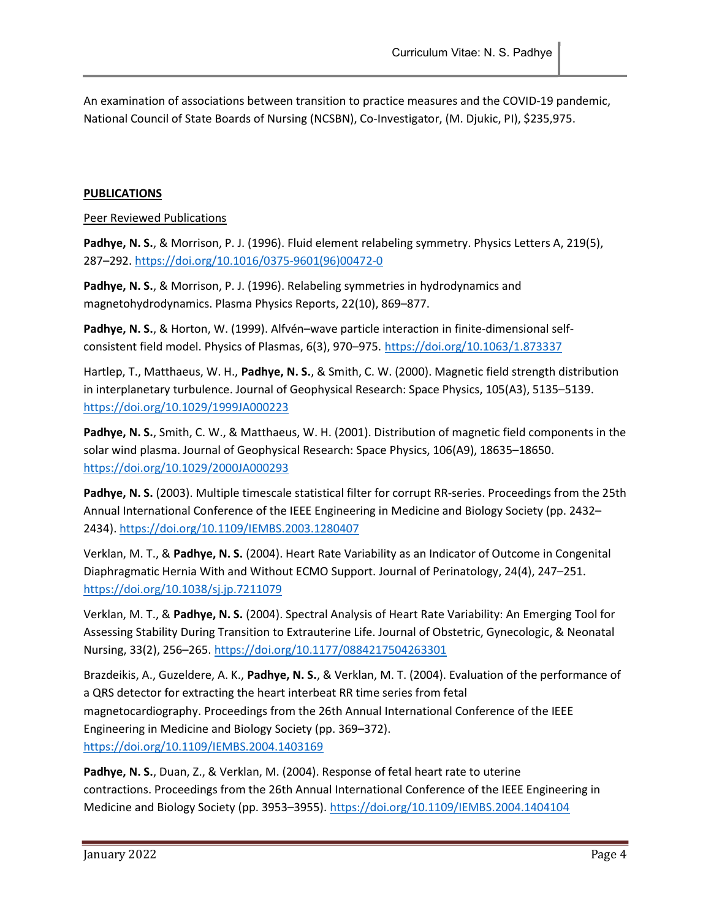An examination of associations between transition to practice measures and the COVID-19 pandemic, National Council of State Boards of Nursing (NCSBN), Co-Investigator, (M. Djukic, PI), $235,975.

## PUBLICATIONS

### Peer Reviewed Publications

**Padhye, N. S.**, & Morrison, P. J. (1996). Fluid element relabeling symmetry. Physics Letters A, 219(5), 287–292. https://doi.org/10.1016/0375-9601(96)00472-0

**Padhye, N. S.**, & Morrison, P. J. (1996). Relabeling symmetries in hydrodynamics and magnetohydrodynamics. Plasma Physics Reports, 22(10), 869–877.

**Padhye, N. S.**, & Horton, W. (1999). Alfvén–wave particle interaction in finite-dimensional self-consistent field model. Physics of Plasmas, 6(3), 970–975. https://doi.org/10.1063/1.873337

Hartlep, T., Matthaeus, W. H., **Padhye, N. S.**, & Smith, C. W. (2000). Magnetic field strength distribution in interplanetary turbulence. Journal of Geophysical Research: Space Physics, 105(A3), 5135–5139. https://doi.org/10.1029/1999JA000223

**Padhye, N. S.**, Smith, C. W., & Matthaeus, W. H. (2001). Distribution of magnetic field components in the solar wind plasma. Journal of Geophysical Research: Space Physics, 106(A9), 18635–18650. https://doi.org/10.1029/2000JA000293

**Padhye, N. S.** (2003). Multiple timescale statistical filter for corrupt RR-series. Proceedings from the 25th Annual International Conference of the IEEE Engineering in Medicine and Biology Society (pp. 2432–2434). https://doi.org/10.1109/IEMBS.2003.1280407

Verklan, M. T., & **Padhye, N. S.** (2004). Heart Rate Variability as an Indicator of Outcome in Congenital Diaphragmatic Hernia With and Without ECMO Support. Journal of Perinatology, 24(4), 247–251. https://doi.org/10.1038/sj.jp.7211079

Verklan, M. T., & **Padhye, N. S.** (2004). Spectral Analysis of Heart Rate Variability: An Emerging Tool for Assessing Stability During Transition to Extrauterine Life. Journal of Obstetric, Gynecologic, & Neonatal Nursing, 33(2), 256–265. https://doi.org/10.1177/0884217504263301

Brazdeikis, A., Guzeldere, A. K., **Padhye, N. S.**, & Verklan, M. T. (2004). Evaluation of the performance of a QRS detector for extracting the heart interbeat RR time series from fetal magnetocardiography. Proceedings from the 26th Annual International Conference of the IEEE Engineering in Medicine and Biology Society (pp. 369–372). https://doi.org/10.1109/IEMBS.2004.1403169

**Padhye, N. S.**, Duan, Z., & Verklan, M. (2004). Response of fetal heart rate to uterine contractions. Proceedings from the 26th Annual International Conference of the IEEE Engineering in Medicine and Biology Society (pp. 3953–3955). https://doi.org/10.1109/IEMBS.2004.1404104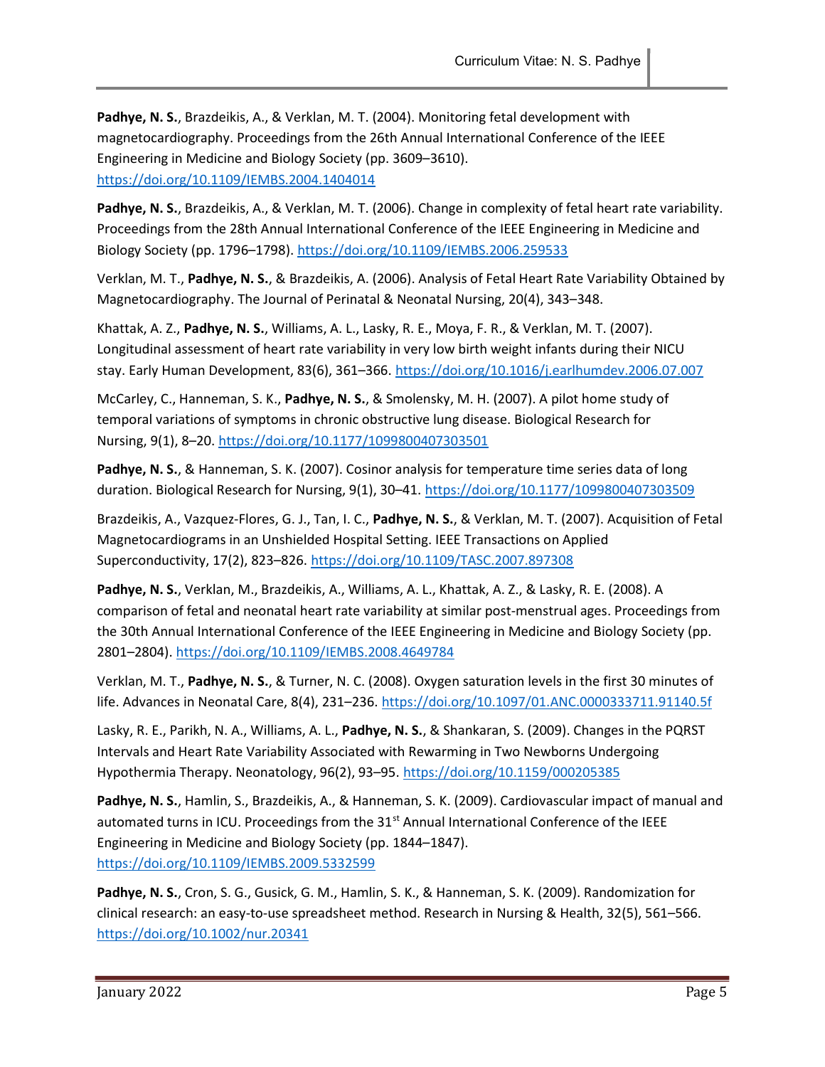**Padhye, N. S.**, Brazdeikis, A., & Verklan, M. T. (2004). Monitoring fetal development with magnetocardiography. Proceedings from the 26th Annual International Conference of the IEEE Engineering in Medicine and Biology Society (pp. 3609–3610). https://doi.org/10.1109/IEMBS.2004.1404014

**Padhye, N. S.**, Brazdeikis, A., & Verklan, M. T. (2006). Change in complexity of fetal heart rate variability. Proceedings from the 28th Annual International Conference of the IEEE Engineering in Medicine and Biology Society (pp. 1796–1798). https://doi.org/10.1109/IEMBS.2006.259533

Verklan, M. T., **Padhye, N. S.**, & Brazdeikis, A. (2006). Analysis of Fetal Heart Rate Variability Obtained by Magnetocardiography. The Journal of Perinatal & Neonatal Nursing, 20(4), 343–348.

Khattak, A. Z., **Padhye, N. S.**, Williams, A. L., Lasky, R. E., Moya, F. R., & Verklan, M. T. (2007). Longitudinal assessment of heart rate variability in very low birth weight infants during their NICU stay. Early Human Development, 83(6), 361–366. https://doi.org/10.1016/j.earlhumdev.2006.07.007

McCarley, C., Hanneman, S. K., **Padhye, N. S.**, & Smolensky, M. H. (2007). A pilot home study of temporal variations of symptoms in chronic obstructive lung disease. Biological Research for Nursing, 9(1), 8–20. https://doi.org/10.1177/1099800407303501

**Padhye, N. S.**, & Hanneman, S. K. (2007). Cosinor analysis for temperature time series data of long duration. Biological Research for Nursing, 9(1), 30–41. https://doi.org/10.1177/1099800407303509

Brazdeikis, A., Vazquez-Flores, G. J., Tan, I. C., **Padhye, N. S.**, & Verklan, M. T. (2007). Acquisition of Fetal Magnetocardiograms in an Unshielded Hospital Setting. IEEE Transactions on Applied Superconductivity, 17(2), 823–826. https://doi.org/10.1109/TASC.2007.897308

**Padhye, N. S.**, Verklan, M., Brazdeikis, A., Williams, A. L., Khattak, A. Z., & Lasky, R. E. (2008). A comparison of fetal and neonatal heart rate variability at similar post-menstrual ages. Proceedings from the 30th Annual International Conference of the IEEE Engineering in Medicine and Biology Society (pp. 2801–2804). https://doi.org/10.1109/IEMBS.2008.4649784

Verklan, M. T., **Padhye, N. S.**, & Turner, N. C. (2008). Oxygen saturation levels in the first 30 minutes of life. Advances in Neonatal Care, 8(4), 231–236. https://doi.org/10.1097/01.ANC.0000333711.91140.5f

Lasky, R. E., Parikh, N. A., Williams, A. L., **Padhye, N. S.**, & Shankaran, S. (2009). Changes in the PQRST Intervals and Heart Rate Variability Associated with Rewarming in Two Newborns Undergoing Hypothermia Therapy. Neonatology, 96(2), 93–95. https://doi.org/10.1159/000205385

**Padhye, N. S.**, Hamlin, S., Brazdeikis, A., & Hanneman, S. K. (2009). Cardiovascular impact of manual and automated turns in ICU. Proceedings from the 31st Annual International Conference of the IEEE Engineering in Medicine and Biology Society (pp. 1844–1847). https://doi.org/10.1109/IEMBS.2009.5332599

**Padhye, N. S.**, Cron, S. G., Gusick, G. M., Hamlin, S. K., & Hanneman, S. K. (2009). Randomization for clinical research: an easy-to-use spreadsheet method. Research in Nursing & Health, 32(5), 561–566. https://doi.org/10.1002/nur.20341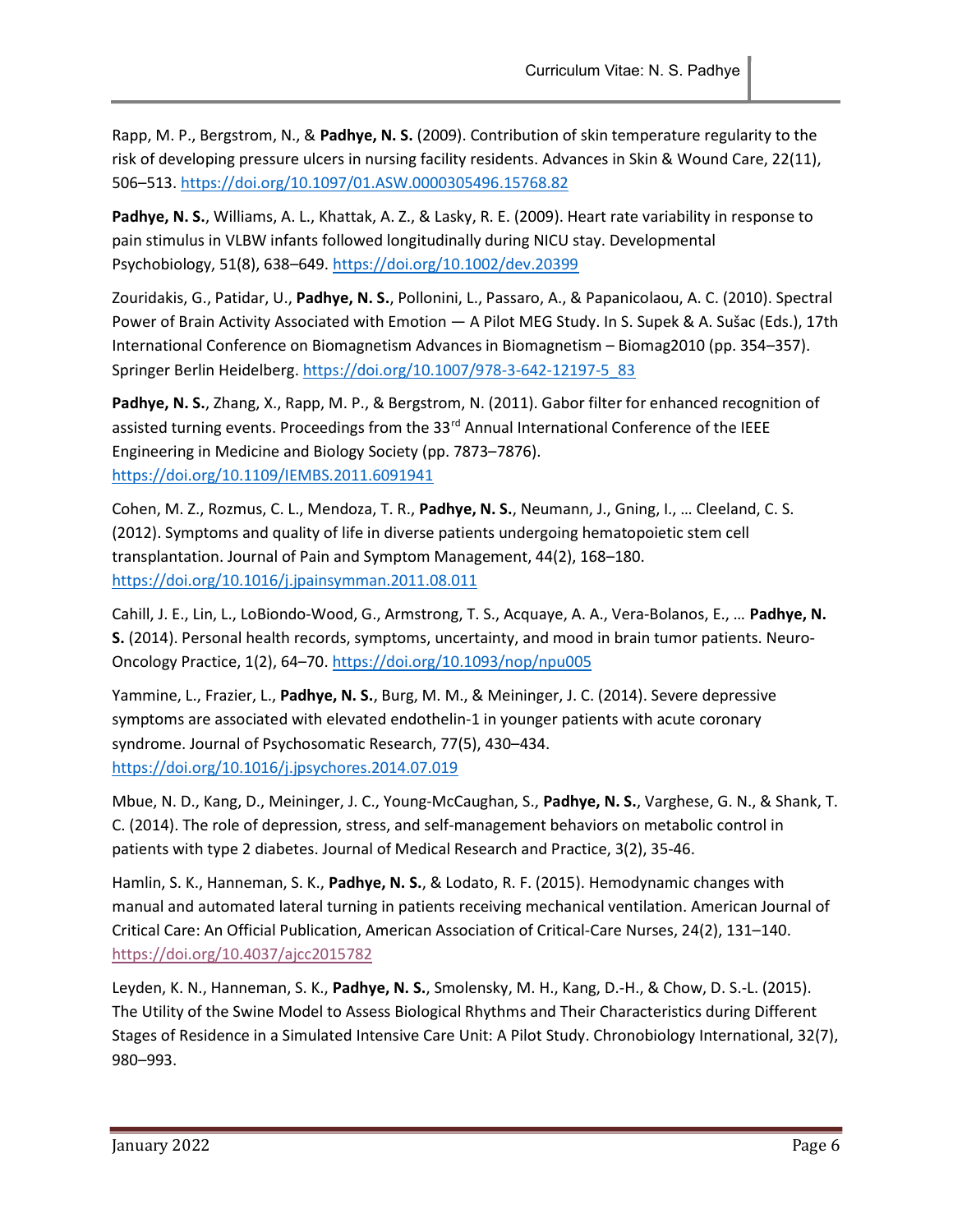Rapp, M. P., Bergstrom, N., & **Padhye, N. S.** (2009). Contribution of skin temperature regularity to the risk of developing pressure ulcers in nursing facility residents. Advances in Skin & Wound Care, 22(11), 506–513. https://doi.org/10.1097/01.ASW.0000305496.15768.82

**Padhye, N. S.**, Williams, A. L., Khattak, A. Z., & Lasky, R. E. (2009). Heart rate variability in response to pain stimulus in VLBW infants followed longitudinally during NICU stay. Developmental Psychobiology, 51(8), 638–649. https://doi.org/10.1002/dev.20399

Zouridakis, G., Patidar, U., **Padhye, N. S.**, Pollonini, L., Passaro, A., & Papanicolaou, A. C. (2010). Spectral Power of Brain Activity Associated with Emotion — A Pilot MEG Study. In S. Supek & A. Sušac (Eds.), 17th International Conference on Biomagnetism Advances in Biomagnetism – Biomag2010 (pp. 354–357). Springer Berlin Heidelberg. https://doi.org/10.1007/978-3-642-12197-5_83

**Padhye, N. S.**, Zhang, X., Rapp, M. P., & Bergstrom, N. (2011). Gabor filter for enhanced recognition of assisted turning events. Proceedings from the 33rd Annual International Conference of the IEEE Engineering in Medicine and Biology Society (pp. 7873–7876). https://doi.org/10.1109/IEMBS.2011.6091941

Cohen, M. Z., Rozmus, C. L., Mendoza, T. R., **Padhye, N. S.**, Neumann, J., Gning, I., … Cleeland, C. S. (2012). Symptoms and quality of life in diverse patients undergoing hematopoietic stem cell transplantation. Journal of Pain and Symptom Management, 44(2), 168–180. https://doi.org/10.1016/j.jpainsymman.2011.08.011

Cahill, J. E., Lin, L., LoBiondo-Wood, G., Armstrong, T. S., Acquaye, A. A., Vera-Bolanos, E., … **Padhye, N. S.** (2014). Personal health records, symptoms, uncertainty, and mood in brain tumor patients. Neuro-Oncology Practice, 1(2), 64–70. https://doi.org/10.1093/nop/npu005

Yammine, L., Frazier, L., **Padhye, N. S.**, Burg, M. M., & Meininger, J. C. (2014). Severe depressive symptoms are associated with elevated endothelin-1 in younger patients with acute coronary syndrome. Journal of Psychosomatic Research, 77(5), 430–434. https://doi.org/10.1016/j.jpsychores.2014.07.019

Mbue, N. D., Kang, D., Meininger, J. C., Young-McCaughan, S., **Padhye, N. S.**, Varghese, G. N., & Shank, T. C. (2014). The role of depression, stress, and self-management behaviors on metabolic control in patients with type 2 diabetes. Journal of Medical Research and Practice, 3(2), 35-46.

Hamlin, S. K., Hanneman, S. K., **Padhye, N. S.**, & Lodato, R. F. (2015). Hemodynamic changes with manual and automated lateral turning in patients receiving mechanical ventilation. American Journal of Critical Care: An Official Publication, American Association of Critical-Care Nurses, 24(2), 131–140. https://doi.org/10.4037/ajcc2015782

Leyden, K. N., Hanneman, S. K., **Padhye, N. S.**, Smolensky, M. H., Kang, D.-H., & Chow, D. S.-L. (2015). The Utility of the Swine Model to Assess Biological Rhythms and Their Characteristics during Different Stages of Residence in a Simulated Intensive Care Unit: A Pilot Study. Chronobiology International, 32(7), 980–993.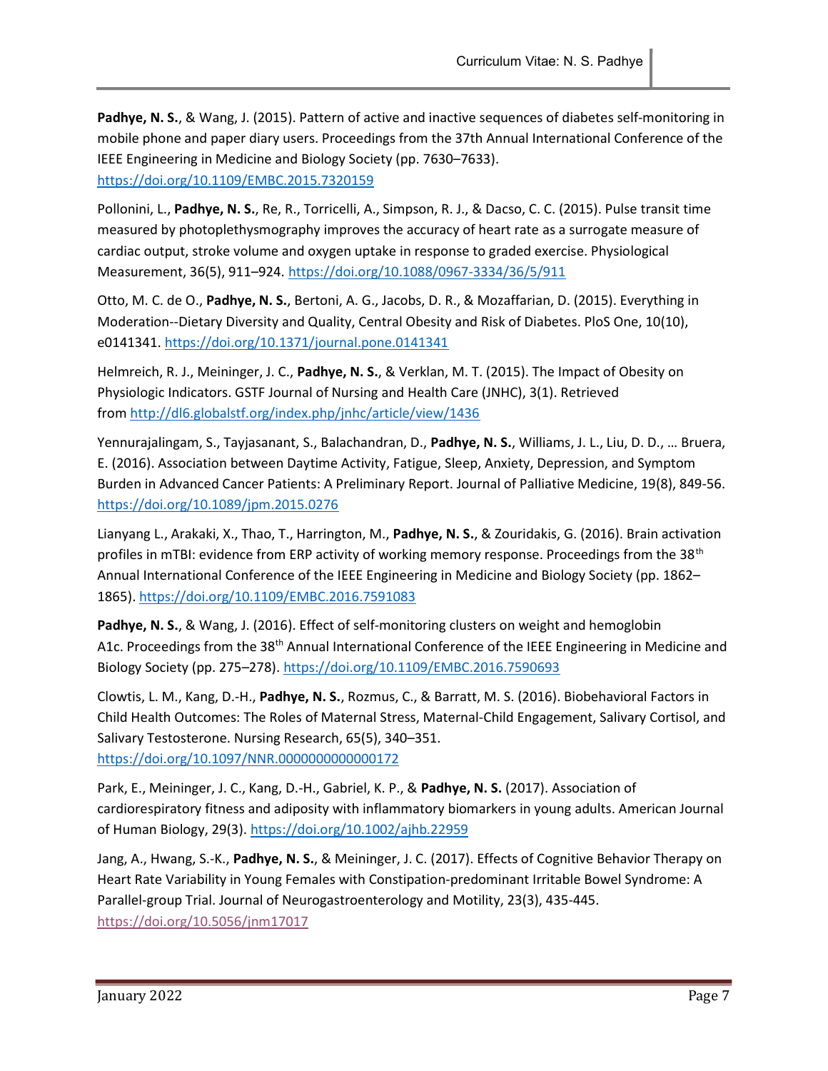**Padhye, N. S.**, & Wang, J. (2015). Pattern of active and inactive sequences of diabetes self-monitoring in mobile phone and paper diary users. Proceedings from the 37th Annual International Conference of the IEEE Engineering in Medicine and Biology Society (pp. 7630–7633). https://doi.org/10.1109/EMBC.2015.7320159

Pollonini, L., **Padhye, N. S.**, Re, R., Torricelli, A., Simpson, R. J., & Dacso, C. C. (2015). Pulse transit time measured by photoplethysmography improves the accuracy of heart rate as a surrogate measure of cardiac output, stroke volume and oxygen uptake in response to graded exercise. Physiological Measurement, 36(5), 911–924. https://doi.org/10.1088/0967-3334/36/5/911

Otto, M. C. de O., **Padhye, N. S.**, Bertoni, A. G., Jacobs, D. R., & Mozaffarian, D. (2015). Everything in Moderation--Dietary Diversity and Quality, Central Obesity and Risk of Diabetes. PloS One, 10(10), e0141341. https://doi.org/10.1371/journal.pone.0141341

Helmreich, R. J., Meininger, J. C., **Padhye, N. S.**, & Verklan, M. T. (2015). The Impact of Obesity on Physiologic Indicators. GSTF Journal of Nursing and Health Care (JNHC), 3(1). Retrieved from http://dl6.globalstf.org/index.php/jnhc/article/view/1436

Yennurajalingam, S., Tayjasanant, S., Balachandran, D., **Padhye, N. S.**, Williams, J. L., Liu, D. D., … Bruera, E. (2016). Association between Daytime Activity, Fatigue, Sleep, Anxiety, Depression, and Symptom Burden in Advanced Cancer Patients: A Preliminary Report. Journal of Palliative Medicine, 19(8), 849-56. https://doi.org/10.1089/jpm.2015.0276

Lianyang L., Arakaki, X., Thao, T., Harrington, M., **Padhye, N. S.**, & Zouridakis, G. (2016). Brain activation profiles in mTBI: evidence from ERP activity of working memory response. Proceedings from the 38th Annual International Conference of the IEEE Engineering in Medicine and Biology Society (pp. 1862–1865). https://doi.org/10.1109/EMBC.2016.7591083

**Padhye, N. S.**, & Wang, J. (2016). Effect of self-monitoring clusters on weight and hemoglobin A1c. Proceedings from the 38th Annual International Conference of the IEEE Engineering in Medicine and Biology Society (pp. 275–278). https://doi.org/10.1109/EMBC.2016.7590693

Clowtis, L. M., Kang, D.-H., **Padhye, N. S.**, Rozmus, C., & Barratt, M. S. (2016). Biobehavioral Factors in Child Health Outcomes: The Roles of Maternal Stress, Maternal-Child Engagement, Salivary Cortisol, and Salivary Testosterone. Nursing Research, 65(5), 340–351. https://doi.org/10.1097/NNR.0000000000000172

Park, E., Meininger, J. C., Kang, D.-H., Gabriel, K. P., & **Padhye, N. S.** (2017). Association of cardiorespiratory fitness and adiposity with inflammatory biomarkers in young adults. American Journal of Human Biology, 29(3). https://doi.org/10.1002/ajhb.22959

Jang, A., Hwang, S.-K., **Padhye, N. S.**, & Meininger, J. C. (2017). Effects of Cognitive Behavior Therapy on Heart Rate Variability in Young Females with Constipation-predominant Irritable Bowel Syndrome: A Parallel-group Trial. Journal of Neurogastroenterology and Motility, 23(3), 435-445. https://doi.org/10.5056/jnm17017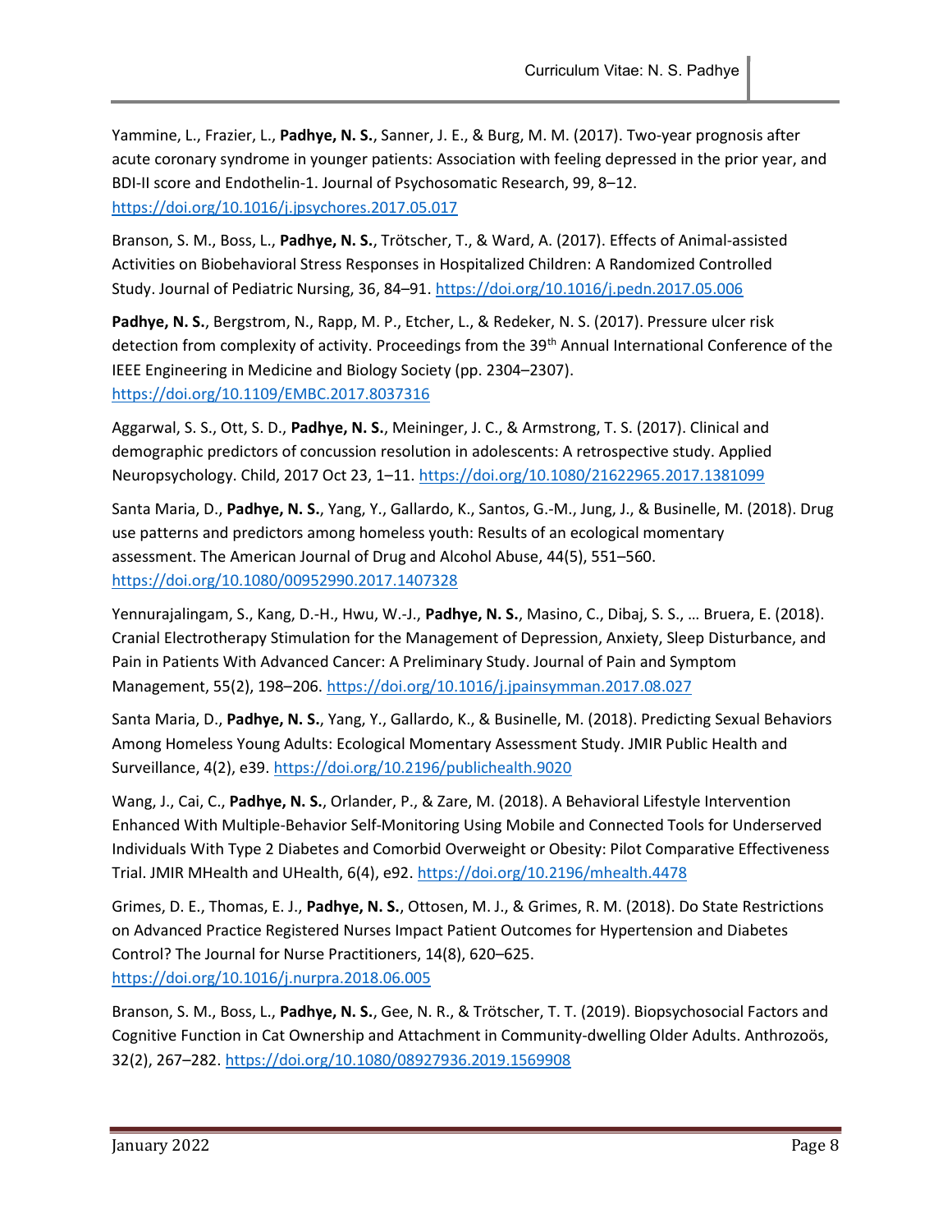Yammine, L., Frazier, L., **Padhye, N. S.**, Sanner, J. E., & Burg, M. M. (2017). Two-year prognosis after acute coronary syndrome in younger patients: Association with feeling depressed in the prior year, and BDI-II score and Endothelin-1. Journal of Psychosomatic Research, 99, 8–12. https://doi.org/10.1016/j.jpsychores.2017.05.017

Branson, S. M., Boss, L., **Padhye, N. S.**, Trötscher, T., & Ward, A. (2017). Effects of Animal-assisted Activities on Biobehavioral Stress Responses in Hospitalized Children: A Randomized Controlled Study. Journal of Pediatric Nursing, 36, 84–91. https://doi.org/10.1016/j.pedn.2017.05.006

**Padhye, N. S.**, Bergstrom, N., Rapp, M. P., Etcher, L., & Redeker, N. S. (2017). Pressure ulcer risk detection from complexity of activity. Proceedings from the 39th Annual International Conference of the IEEE Engineering in Medicine and Biology Society (pp. 2304–2307). https://doi.org/10.1109/EMBC.2017.8037316

Aggarwal, S. S., Ott, S. D., **Padhye, N. S.**, Meininger, J. C., & Armstrong, T. S. (2017). Clinical and demographic predictors of concussion resolution in adolescents: A retrospective study. Applied Neuropsychology. Child, 2017 Oct 23, 1–11. https://doi.org/10.1080/21622965.2017.1381099

Santa Maria, D., **Padhye, N. S.**, Yang, Y., Gallardo, K., Santos, G.-M., Jung, J., & Businelle, M. (2018). Drug use patterns and predictors among homeless youth: Results of an ecological momentary assessment. The American Journal of Drug and Alcohol Abuse, 44(5), 551–560. https://doi.org/10.1080/00952990.2017.1407328

Yennurajalingam, S., Kang, D.-H., Hwu, W.-J., **Padhye, N. S.**, Masino, C., Dibaj, S. S., … Bruera, E. (2018). Cranial Electrotherapy Stimulation for the Management of Depression, Anxiety, Sleep Disturbance, and Pain in Patients With Advanced Cancer: A Preliminary Study. Journal of Pain and Symptom Management, 55(2), 198–206. https://doi.org/10.1016/j.jpainsymman.2017.08.027

Santa Maria, D., **Padhye, N. S.**, Yang, Y., Gallardo, K., & Businelle, M. (2018). Predicting Sexual Behaviors Among Homeless Young Adults: Ecological Momentary Assessment Study. JMIR Public Health and Surveillance, 4(2), e39. https://doi.org/10.2196/publichealth.9020

Wang, J., Cai, C., **Padhye, N. S.**, Orlander, P., & Zare, M. (2018). A Behavioral Lifestyle Intervention Enhanced With Multiple-Behavior Self-Monitoring Using Mobile and Connected Tools for Underserved Individuals With Type 2 Diabetes and Comorbid Overweight or Obesity: Pilot Comparative Effectiveness Trial. JMIR MHealth and UHealth, 6(4), e92. https://doi.org/10.2196/mhealth.4478

Grimes, D. E., Thomas, E. J., **Padhye, N. S.**, Ottosen, M. J., & Grimes, R. M. (2018). Do State Restrictions on Advanced Practice Registered Nurses Impact Patient Outcomes for Hypertension and Diabetes Control? The Journal for Nurse Practitioners, 14(8), 620–625. https://doi.org/10.1016/j.nurpra.2018.06.005

Branson, S. M., Boss, L., **Padhye, N. S.**, Gee, N. R., & Trötscher, T. T. (2019). Biopsychosocial Factors and Cognitive Function in Cat Ownership and Attachment in Community-dwelling Older Adults. Anthrozoös, 32(2), 267–282. https://doi.org/10.1080/08927936.2019.1569908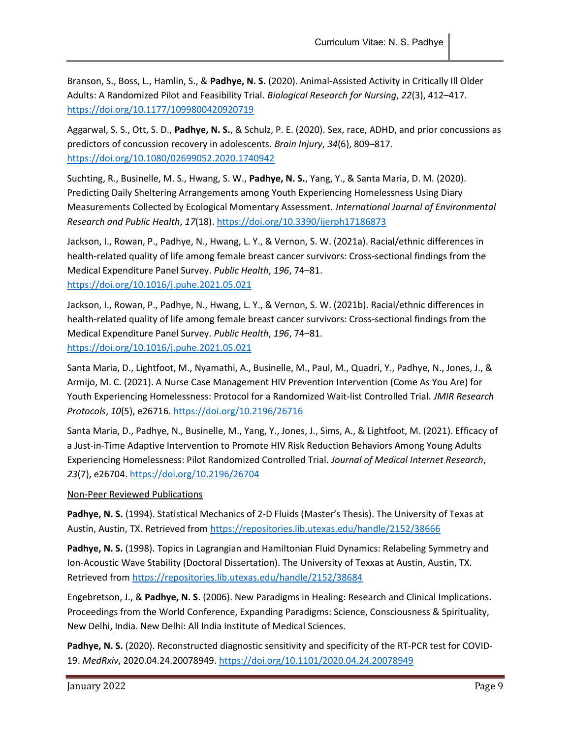Branson, S., Boss, L., Hamlin, S., & **Padhye, N. S.** (2020). Animal-Assisted Activity in Critically Ill Older Adults: A Randomized Pilot and Feasibility Trial. *Biological Research for Nursing*, *22*(3), 412–417. https://doi.org/10.1177/1099800420920719

Aggarwal, S. S., Ott, S. D., **Padhye, N. S.**, & Schulz, P. E. (2020). Sex, race, ADHD, and prior concussions as predictors of concussion recovery in adolescents. *Brain Injury*, *34*(6), 809–817. https://doi.org/10.1080/02699052.2020.1740942

Suchting, R., Businelle, M. S., Hwang, S. W., **Padhye, N. S.**, Yang, Y., & Santa Maria, D. M. (2020). Predicting Daily Sheltering Arrangements among Youth Experiencing Homelessness Using Diary Measurements Collected by Ecological Momentary Assessment. *International Journal of Environmental Research and Public Health*, *17*(18). https://doi.org/10.3390/ijerph17186873

Jackson, I., Rowan, P., Padhye, N., Hwang, L. Y., & Vernon, S. W. (2021a). Racial/ethnic differences in health-related quality of life among female breast cancer survivors: Cross-sectional findings from the Medical Expenditure Panel Survey. *Public Health*, *196*, 74–81. https://doi.org/10.1016/j.puhe.2021.05.021

Jackson, I., Rowan, P., Padhye, N., Hwang, L. Y., & Vernon, S. W. (2021b). Racial/ethnic differences in health-related quality of life among female breast cancer survivors: Cross-sectional findings from the Medical Expenditure Panel Survey. *Public Health*, *196*, 74–81. https://doi.org/10.1016/j.puhe.2021.05.021

Santa Maria, D., Lightfoot, M., Nyamathi, A., Businelle, M., Paul, M., Quadri, Y., Padhye, N., Jones, J., & Armijo, M. C. (2021). A Nurse Case Management HIV Prevention Intervention (Come As You Are) for Youth Experiencing Homelessness: Protocol for a Randomized Wait-list Controlled Trial. *JMIR Research Protocols*, *10*(5), e26716. https://doi.org/10.2196/26716

Santa Maria, D., Padhye, N., Businelle, M., Yang, Y., Jones, J., Sims, A., & Lightfoot, M. (2021). Efficacy of a Just-in-Time Adaptive Intervention to Promote HIV Risk Reduction Behaviors Among Young Adults Experiencing Homelessness: Pilot Randomized Controlled Trial. *Journal of Medical Internet Research*, *23*(7), e26704. https://doi.org/10.2196/26704

<u>Non-Peer Reviewed Publications</u>

**Padhye, N. S.** (1994). Statistical Mechanics of 2-D Fluids (Master's Thesis). The University of Texas at Austin, Austin, TX. Retrieved from https://repositories.lib.utexas.edu/handle/2152/38666

**Padhye, N. S.** (1998). Topics in Lagrangian and Hamiltonian Fluid Dynamics: Relabeling Symmetry and Ion-Acoustic Wave Stability (Doctoral Dissertation). The University of Texxas at Austin, Austin, TX. Retrieved from https://repositories.lib.utexas.edu/handle/2152/38684

Engebretson, J., & **Padhye, N. S**. (2006). New Paradigms in Healing: Research and Clinical Implications. Proceedings from the World Conference, Expanding Paradigms: Science, Consciousness & Spirituality, New Delhi, India. New Delhi: All India Institute of Medical Sciences.

**Padhye, N. S.** (2020). Reconstructed diagnostic sensitivity and specificity of the RT-PCR test for COVID-19. *MedRxiv*, 2020.04.24.20078949. https://doi.org/10.1101/2020.04.24.20078949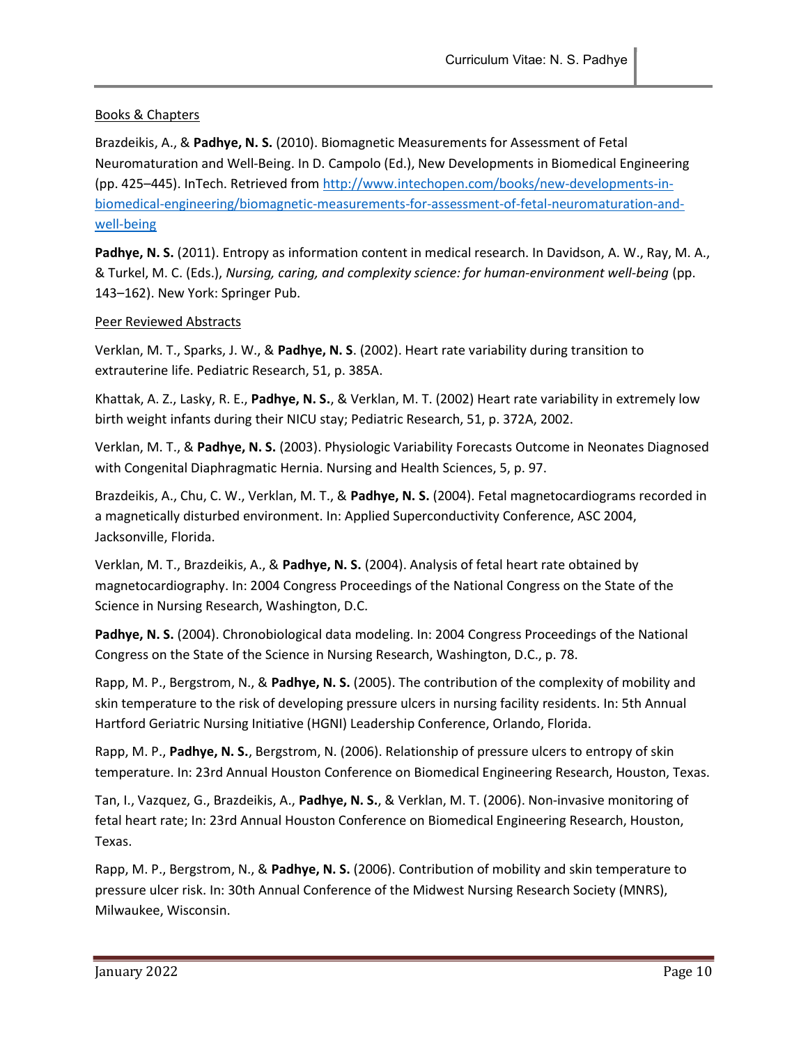Books & Chapters

Brazdeikis, A., & **Padhye, N. S.** (2010). Biomagnetic Measurements for Assessment of Fetal Neuromaturation and Well-Being. In D. Campolo (Ed.), New Developments in Biomedical Engineering (pp. 425–445). InTech. Retrieved from http://www.intechopen.com/books/new-developments-in-biomedical-engineering/biomagnetic-measurements-for-assessment-of-fetal-neuromaturation-and-well-being

**Padhye, N. S.** (2011). Entropy as information content in medical research. In Davidson, A. W., Ray, M. A., & Turkel, M. C. (Eds.), *Nursing, caring, and complexity science: for human-environment well-being* (pp. 143–162). New York: Springer Pub.

Peer Reviewed Abstracts

Verklan, M. T., Sparks, J. W., & **Padhye, N. S**. (2002). Heart rate variability during transition to extrauterine life. Pediatric Research, 51, p. 385A.

Khattak, A. Z., Lasky, R. E., **Padhye, N. S.**, & Verklan, M. T. (2002) Heart rate variability in extremely low birth weight infants during their NICU stay; Pediatric Research, 51, p. 372A, 2002.

Verklan, M. T., & **Padhye, N. S.** (2003). Physiologic Variability Forecasts Outcome in Neonates Diagnosed with Congenital Diaphragmatic Hernia. Nursing and Health Sciences, 5, p. 97.

Brazdeikis, A., Chu, C. W., Verklan, M. T., & **Padhye, N. S.** (2004). Fetal magnetocardiograms recorded in a magnetically disturbed environment. In: Applied Superconductivity Conference, ASC 2004, Jacksonville, Florida.

Verklan, M. T., Brazdeikis, A., & **Padhye, N. S.** (2004). Analysis of fetal heart rate obtained by magnetocardiography. In: 2004 Congress Proceedings of the National Congress on the State of the Science in Nursing Research, Washington, D.C.

**Padhye, N. S.** (2004). Chronobiological data modeling. In: 2004 Congress Proceedings of the National Congress on the State of the Science in Nursing Research, Washington, D.C., p. 78.

Rapp, M. P., Bergstrom, N., & **Padhye, N. S.** (2005). The contribution of the complexity of mobility and skin temperature to the risk of developing pressure ulcers in nursing facility residents. In: 5th Annual Hartford Geriatric Nursing Initiative (HGNI) Leadership Conference, Orlando, Florida.

Rapp, M. P., **Padhye, N. S.**, Bergstrom, N. (2006). Relationship of pressure ulcers to entropy of skin temperature. In: 23rd Annual Houston Conference on Biomedical Engineering Research, Houston, Texas.

Tan, I., Vazquez, G., Brazdeikis, A., **Padhye, N. S.**, & Verklan, M. T. (2006). Non-invasive monitoring of fetal heart rate; In: 23rd Annual Houston Conference on Biomedical Engineering Research, Houston, Texas.

Rapp, M. P., Bergstrom, N., & **Padhye, N. S.** (2006). Contribution of mobility and skin temperature to pressure ulcer risk. In: 30th Annual Conference of the Midwest Nursing Research Society (MNRS), Milwaukee, Wisconsin.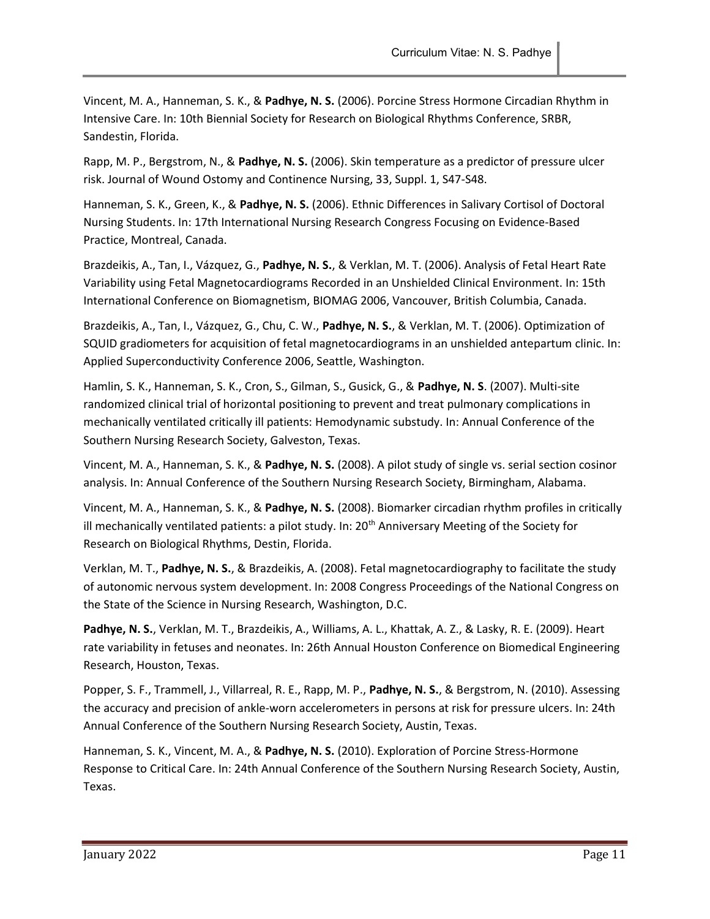Vincent, M. A., Hanneman, S. K., & **Padhye, N. S.** (2006). Porcine Stress Hormone Circadian Rhythm in Intensive Care. In: 10th Biennial Society for Research on Biological Rhythms Conference, SRBR, Sandestin, Florida.

Rapp, M. P., Bergstrom, N., & **Padhye, N. S.** (2006). Skin temperature as a predictor of pressure ulcer risk. Journal of Wound Ostomy and Continence Nursing, 33, Suppl. 1, S47-S48.

Hanneman, S. K., Green, K., & **Padhye, N. S.** (2006). Ethnic Differences in Salivary Cortisol of Doctoral Nursing Students. In: 17th International Nursing Research Congress Focusing on Evidence-Based Practice, Montreal, Canada.

Brazdeikis, A., Tan, I., Vázquez, G., **Padhye, N. S.**, & Verklan, M. T. (2006). Analysis of Fetal Heart Rate Variability using Fetal Magnetocardiograms Recorded in an Unshielded Clinical Environment. In: 15th International Conference on Biomagnetism, BIOMAG 2006, Vancouver, British Columbia, Canada.

Brazdeikis, A., Tan, I., Vázquez, G., Chu, C. W., **Padhye, N. S.**, & Verklan, M. T. (2006). Optimization of SQUID gradiometers for acquisition of fetal magnetocardiograms in an unshielded antepartum clinic. In: Applied Superconductivity Conference 2006, Seattle, Washington.

Hamlin, S. K., Hanneman, S. K., Cron, S., Gilman, S., Gusick, G., & **Padhye, N. S**. (2007). Multi-site randomized clinical trial of horizontal positioning to prevent and treat pulmonary complications in mechanically ventilated critically ill patients: Hemodynamic substudy. In: Annual Conference of the Southern Nursing Research Society, Galveston, Texas.

Vincent, M. A., Hanneman, S. K., & **Padhye, N. S.** (2008). A pilot study of single vs. serial section cosinor analysis. In: Annual Conference of the Southern Nursing Research Society, Birmingham, Alabama.

Vincent, M. A., Hanneman, S. K., & **Padhye, N. S.** (2008). Biomarker circadian rhythm profiles in critically ill mechanically ventilated patients: a pilot study. In: 20th Anniversary Meeting of the Society for Research on Biological Rhythms, Destin, Florida.

Verklan, M. T., **Padhye, N. S.**, & Brazdeikis, A. (2008). Fetal magnetocardiography to facilitate the study of autonomic nervous system development. In: 2008 Congress Proceedings of the National Congress on the State of the Science in Nursing Research, Washington, D.C.

**Padhye, N. S.**, Verklan, M. T., Brazdeikis, A., Williams, A. L., Khattak, A. Z., & Lasky, R. E. (2009). Heart rate variability in fetuses and neonates. In: 26th Annual Houston Conference on Biomedical Engineering Research, Houston, Texas.

Popper, S. F., Trammell, J., Villarreal, R. E., Rapp, M. P., **Padhye, N. S.**, & Bergstrom, N. (2010). Assessing the accuracy and precision of ankle-worn accelerometers in persons at risk for pressure ulcers. In: 24th Annual Conference of the Southern Nursing Research Society, Austin, Texas.

Hanneman, S. K., Vincent, M. A., & **Padhye, N. S.** (2010). Exploration of Porcine Stress-Hormone Response to Critical Care. In: 24th Annual Conference of the Southern Nursing Research Society, Austin, Texas.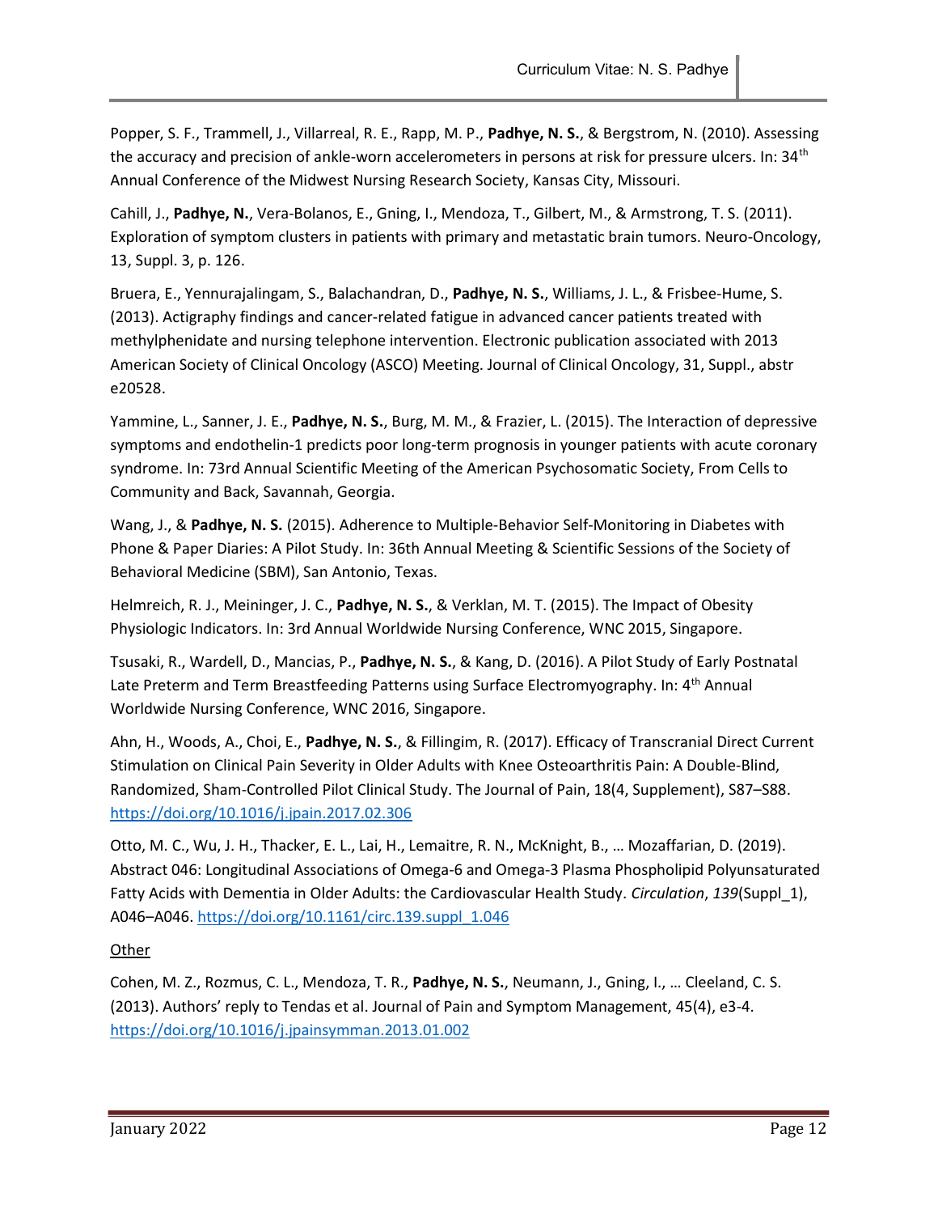Popper, S. F., Trammell, J., Villarreal, R. E., Rapp, M. P., **Padhye, N. S.**, & Bergstrom, N. (2010). Assessing the accuracy and precision of ankle-worn accelerometers in persons at risk for pressure ulcers. In: 34th Annual Conference of the Midwest Nursing Research Society, Kansas City, Missouri.

Cahill, J., **Padhye, N.**, Vera-Bolanos, E., Gning, I., Mendoza, T., Gilbert, M., & Armstrong, T. S. (2011). Exploration of symptom clusters in patients with primary and metastatic brain tumors. Neuro-Oncology, 13, Suppl. 3, p. 126.

Bruera, E., Yennurajalingam, S., Balachandran, D., **Padhye, N. S.**, Williams, J. L., & Frisbee-Hume, S. (2013). Actigraphy findings and cancer-related fatigue in advanced cancer patients treated with methylphenidate and nursing telephone intervention. Electronic publication associated with 2013 American Society of Clinical Oncology (ASCO) Meeting. Journal of Clinical Oncology, 31, Suppl., abstr e20528.

Yammine, L., Sanner, J. E., **Padhye, N. S.**, Burg, M. M., & Frazier, L. (2015). The Interaction of depressive symptoms and endothelin-1 predicts poor long-term prognosis in younger patients with acute coronary syndrome. In: 73rd Annual Scientific Meeting of the American Psychosomatic Society, From Cells to Community and Back, Savannah, Georgia.

Wang, J., & **Padhye, N. S.** (2015). Adherence to Multiple-Behavior Self-Monitoring in Diabetes with Phone & Paper Diaries: A Pilot Study. In: 36th Annual Meeting & Scientific Sessions of the Society of Behavioral Medicine (SBM), San Antonio, Texas.

Helmreich, R. J., Meininger, J. C., **Padhye, N. S.**, & Verklan, M. T. (2015). The Impact of Obesity Physiologic Indicators. In: 3rd Annual Worldwide Nursing Conference, WNC 2015, Singapore.

Tsusaki, R., Wardell, D., Mancias, P., **Padhye, N. S.**, & Kang, D. (2016). A Pilot Study of Early Postnatal Late Preterm and Term Breastfeeding Patterns using Surface Electromyography. In: 4th Annual Worldwide Nursing Conference, WNC 2016, Singapore.

Ahn, H., Woods, A., Choi, E., **Padhye, N. S.**, & Fillingim, R. (2017). Efficacy of Transcranial Direct Current Stimulation on Clinical Pain Severity in Older Adults with Knee Osteoarthritis Pain: A Double-Blind, Randomized, Sham-Controlled Pilot Clinical Study. The Journal of Pain, 18(4, Supplement), S87–S88. https://doi.org/10.1016/j.jpain.2017.02.306

Otto, M. C., Wu, J. H., Thacker, E. L., Lai, H., Lemaitre, R. N., McKnight, B., … Mozaffarian, D. (2019). Abstract 046: Longitudinal Associations of Omega-6 and Omega-3 Plasma Phospholipid Polyunsaturated Fatty Acids with Dementia in Older Adults: the Cardiovascular Health Study. *Circulation*, *139*(Suppl_1), A046–A046. https://doi.org/10.1161/circ.139.suppl_1.046

Other

Cohen, M. Z., Rozmus, C. L., Mendoza, T. R., **Padhye, N. S.**, Neumann, J., Gning, I., … Cleeland, C. S. (2013). Authors' reply to Tendas et al. Journal of Pain and Symptom Management, 45(4), e3-4. https://doi.org/10.1016/j.jpainsymman.2013.01.002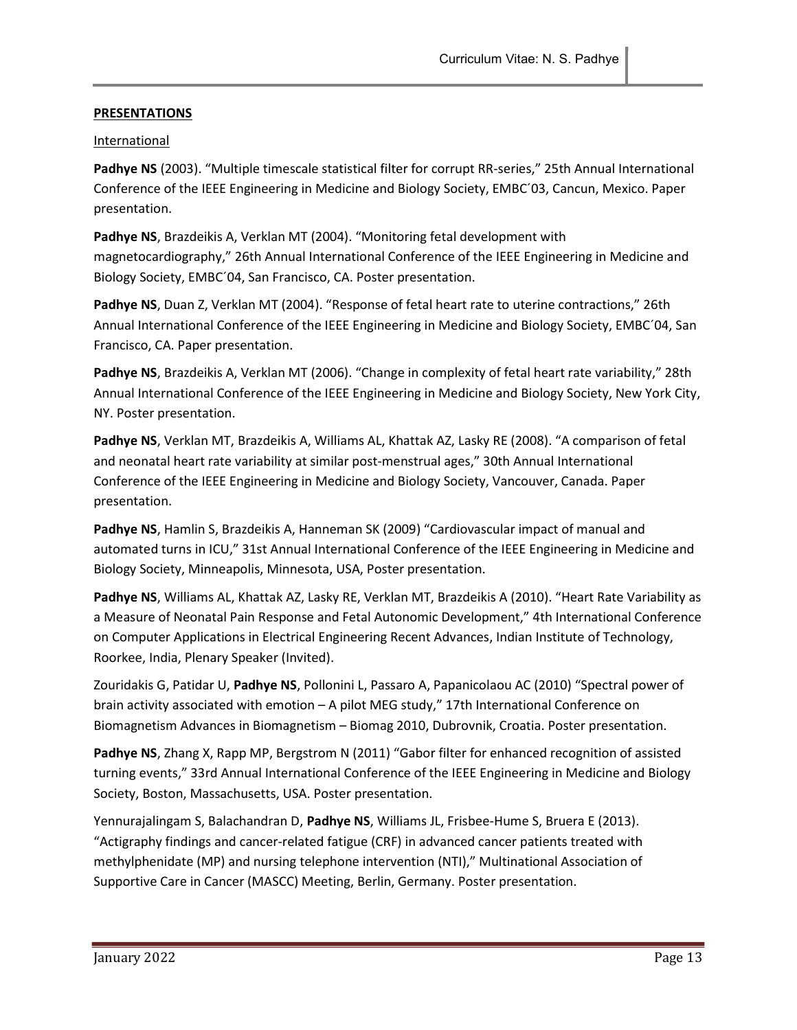## **PRESENTATIONS**

International

**Padhye NS** (2003). "Multiple timescale statistical filter for corrupt RR-series," 25th Annual International Conference of the IEEE Engineering in Medicine and Biology Society, EMBC´03, Cancun, Mexico. Paper presentation.

**Padhye NS**, Brazdeikis A, Verklan MT (2004). "Monitoring fetal development with magnetocardiography," 26th Annual International Conference of the IEEE Engineering in Medicine and Biology Society, EMBC´04, San Francisco, CA. Poster presentation.

**Padhye NS**, Duan Z, Verklan MT (2004). "Response of fetal heart rate to uterine contractions," 26th Annual International Conference of the IEEE Engineering in Medicine and Biology Society, EMBC´04, San Francisco, CA. Paper presentation.

**Padhye NS**, Brazdeikis A, Verklan MT (2006). "Change in complexity of fetal heart rate variability," 28th Annual International Conference of the IEEE Engineering in Medicine and Biology Society, New York City, NY. Poster presentation.

**Padhye NS**, Verklan MT, Brazdeikis A, Williams AL, Khattak AZ, Lasky RE (2008). "A comparison of fetal and neonatal heart rate variability at similar post-menstrual ages," 30th Annual International Conference of the IEEE Engineering in Medicine and Biology Society, Vancouver, Canada. Paper presentation.

**Padhye NS**, Hamlin S, Brazdeikis A, Hanneman SK (2009) "Cardiovascular impact of manual and automated turns in ICU," 31st Annual International Conference of the IEEE Engineering in Medicine and Biology Society, Minneapolis, Minnesota, USA, Poster presentation.

**Padhye NS**, Williams AL, Khattak AZ, Lasky RE, Verklan MT, Brazdeikis A (2010). "Heart Rate Variability as a Measure of Neonatal Pain Response and Fetal Autonomic Development," 4th International Conference on Computer Applications in Electrical Engineering Recent Advances, Indian Institute of Technology, Roorkee, India, Plenary Speaker (Invited).

Zouridakis G, Patidar U, **Padhye NS**, Pollonini L, Passaro A, Papanicolaou AC (2010) "Spectral power of brain activity associated with emotion – A pilot MEG study," 17th International Conference on Biomagnetism Advances in Biomagnetism – Biomag 2010, Dubrovnik, Croatia. Poster presentation.

**Padhye NS**, Zhang X, Rapp MP, Bergstrom N (2011) "Gabor filter for enhanced recognition of assisted turning events," 33rd Annual International Conference of the IEEE Engineering in Medicine and Biology Society, Boston, Massachusetts, USA. Poster presentation.

Yennurajalingam S, Balachandran D, **Padhye NS**, Williams JL, Frisbee-Hume S, Bruera E (2013). "Actigraphy findings and cancer-related fatigue (CRF) in advanced cancer patients treated with methylphenidate (MP) and nursing telephone intervention (NTI)," Multinational Association of Supportive Care in Cancer (MASCC) Meeting, Berlin, Germany. Poster presentation.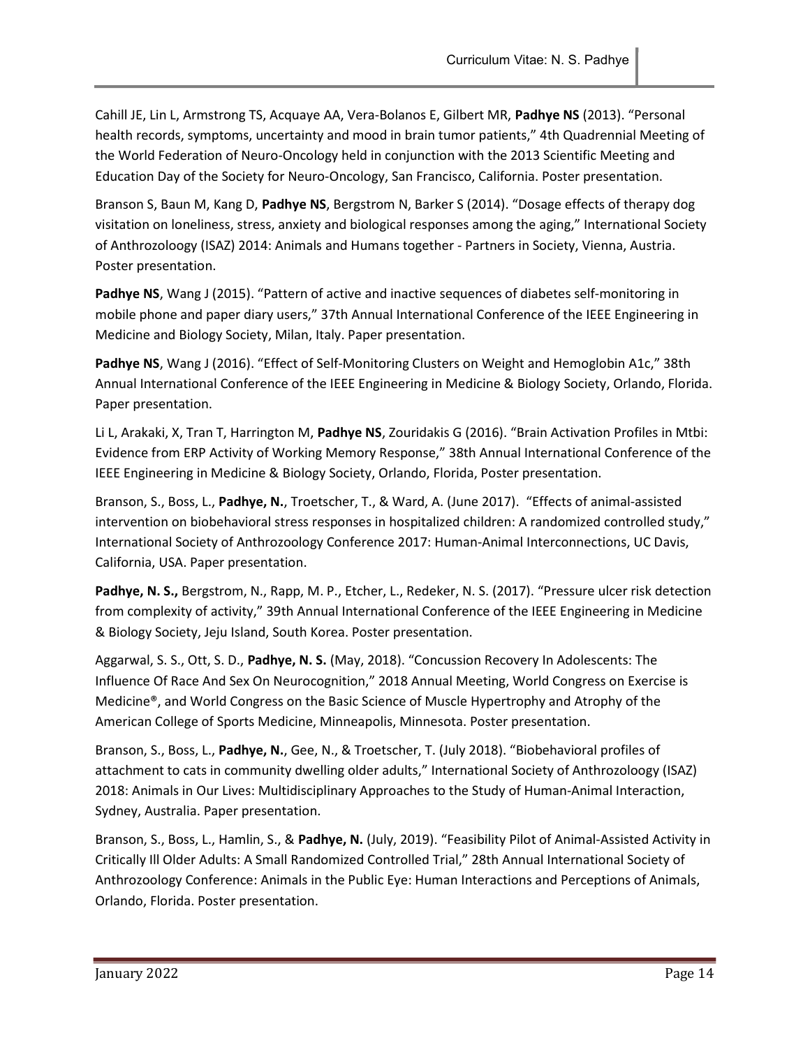Cahill JE, Lin L, Armstrong TS, Acquaye AA, Vera-Bolanos E, Gilbert MR, **Padhye NS** (2013). “Personal health records, symptoms, uncertainty and mood in brain tumor patients,” 4th Quadrennial Meeting of the World Federation of Neuro-Oncology held in conjunction with the 2013 Scientific Meeting and Education Day of the Society for Neuro-Oncology, San Francisco, California. Poster presentation.

Branson S, Baun M, Kang D, **Padhye NS**, Bergstrom N, Barker S (2014). “Dosage effects of therapy dog visitation on loneliness, stress, anxiety and biological responses among the aging,” International Society of Anthrozoloogy (ISAZ) 2014: Animals and Humans together - Partners in Society, Vienna, Austria. Poster presentation.

**Padhye NS**, Wang J (2015). “Pattern of active and inactive sequences of diabetes self-monitoring in mobile phone and paper diary users,” 37th Annual International Conference of the IEEE Engineering in Medicine and Biology Society, Milan, Italy. Paper presentation.

**Padhye NS**, Wang J (2016). “Effect of Self-Monitoring Clusters on Weight and Hemoglobin A1c,” 38th Annual International Conference of the IEEE Engineering in Medicine & Biology Society, Orlando, Florida. Paper presentation.

Li L, Arakaki, X, Tran T, Harrington M, **Padhye NS**, Zouridakis G (2016). “Brain Activation Profiles in Mtbi: Evidence from ERP Activity of Working Memory Response,” 38th Annual International Conference of the IEEE Engineering in Medicine & Biology Society, Orlando, Florida, Poster presentation.

Branson, S., Boss, L., **Padhye, N.**, Troetscher, T., & Ward, A. (June 2017). “Effects of animal-assisted intervention on biobehavioral stress responses in hospitalized children: A randomized controlled study,” International Society of Anthrozoology Conference 2017: Human-Animal Interconnections, UC Davis, California, USA. Paper presentation.

**Padhye, N. S.,** Bergstrom, N., Rapp, M. P., Etcher, L., Redeker, N. S. (2017). “Pressure ulcer risk detection from complexity of activity,” 39th Annual International Conference of the IEEE Engineering in Medicine & Biology Society, Jeju Island, South Korea. Poster presentation.

Aggarwal, S. S., Ott, S. D., **Padhye, N. S.** (May, 2018). “Concussion Recovery In Adolescents: The Influence Of Race And Sex On Neurocognition,” 2018 Annual Meeting, World Congress on Exercise is Medicine®, and World Congress on the Basic Science of Muscle Hypertrophy and Atrophy of the American College of Sports Medicine, Minneapolis, Minnesota. Poster presentation.

Branson, S., Boss, L., **Padhye, N.**, Gee, N., & Troetscher, T. (July 2018). “Biobehavioral profiles of attachment to cats in community dwelling older adults,” International Society of Anthrozoloogy (ISAZ) 2018: Animals in Our Lives: Multidisciplinary Approaches to the Study of Human-Animal Interaction, Sydney, Australia. Paper presentation.

Branson, S., Boss, L., Hamlin, S., & **Padhye, N.** (July, 2019). “Feasibility Pilot of Animal-Assisted Activity in Critically Ill Older Adults: A Small Randomized Controlled Trial,” 28th Annual International Society of Anthrozoology Conference: Animals in the Public Eye: Human Interactions and Perceptions of Animals, Orlando, Florida. Poster presentation.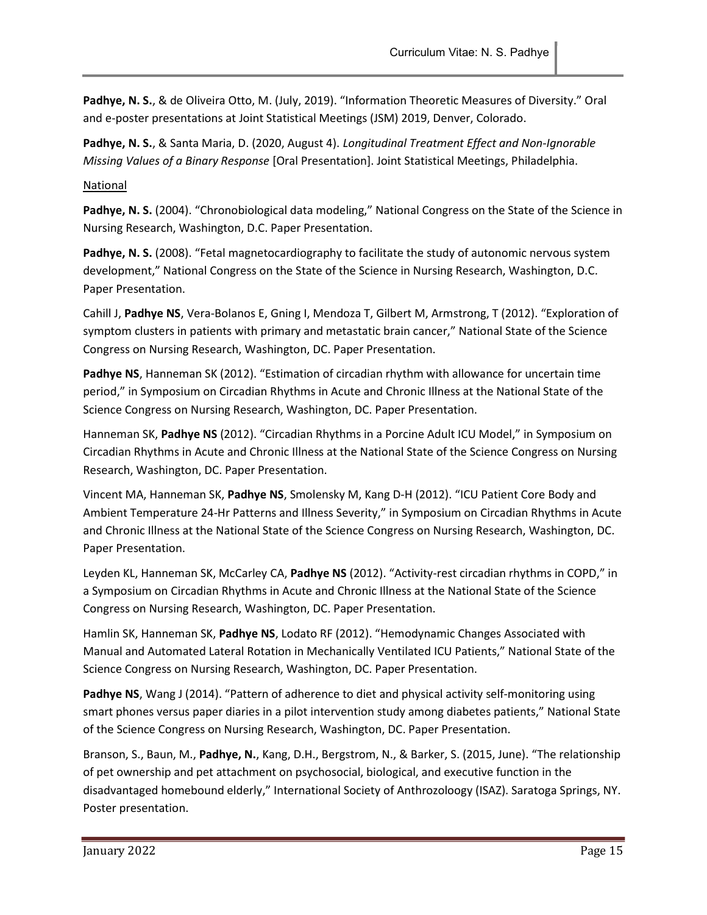**Padhye, N. S.**, & de Oliveira Otto, M. (July, 2019). "Information Theoretic Measures of Diversity." Oral and e-poster presentations at Joint Statistical Meetings (JSM) 2019, Denver, Colorado.

**Padhye, N. S.**, & Santa Maria, D. (2020, August 4). *Longitudinal Treatment Effect and Non-Ignorable Missing Values of a Binary Response* [Oral Presentation]. Joint Statistical Meetings, Philadelphia.

<u>National</u>

**Padhye, N. S.** (2004). "Chronobiological data modeling," National Congress on the State of the Science in Nursing Research, Washington, D.C. Paper Presentation.

**Padhye, N. S.** (2008). "Fetal magnetocardiography to facilitate the study of autonomic nervous system development," National Congress on the State of the Science in Nursing Research, Washington, D.C. Paper Presentation.

Cahill J, **Padhye NS**, Vera-Bolanos E, Gning I, Mendoza T, Gilbert M, Armstrong, T (2012). "Exploration of symptom clusters in patients with primary and metastatic brain cancer," National State of the Science Congress on Nursing Research, Washington, DC. Paper Presentation.

**Padhye NS**, Hanneman SK (2012). "Estimation of circadian rhythm with allowance for uncertain time period," in Symposium on Circadian Rhythms in Acute and Chronic Illness at the National State of the Science Congress on Nursing Research, Washington, DC. Paper Presentation.

Hanneman SK, **Padhye NS** (2012). "Circadian Rhythms in a Porcine Adult ICU Model," in Symposium on Circadian Rhythms in Acute and Chronic Illness at the National State of the Science Congress on Nursing Research, Washington, DC. Paper Presentation.

Vincent MA, Hanneman SK, **Padhye NS**, Smolensky M, Kang D-H (2012). "ICU Patient Core Body and Ambient Temperature 24-Hr Patterns and Illness Severity," in Symposium on Circadian Rhythms in Acute and Chronic Illness at the National State of the Science Congress on Nursing Research, Washington, DC. Paper Presentation.

Leyden KL, Hanneman SK, McCarley CA, **Padhye NS** (2012). "Activity-rest circadian rhythms in COPD," in a Symposium on Circadian Rhythms in Acute and Chronic Illness at the National State of the Science Congress on Nursing Research, Washington, DC. Paper Presentation.

Hamlin SK, Hanneman SK, **Padhye NS**, Lodato RF (2012). "Hemodynamic Changes Associated with Manual and Automated Lateral Rotation in Mechanically Ventilated ICU Patients," National State of the Science Congress on Nursing Research, Washington, DC. Paper Presentation.

**Padhye NS**, Wang J (2014). "Pattern of adherence to diet and physical activity self-monitoring using smart phones versus paper diaries in a pilot intervention study among diabetes patients," National State of the Science Congress on Nursing Research, Washington, DC. Paper Presentation.

Branson, S., Baun, M., **Padhye, N.**, Kang, D.H., Bergstrom, N., & Barker, S. (2015, June). "The relationship of pet ownership and pet attachment on psychosocial, biological, and executive function in the disadvantaged homebound elderly," International Society of Anthrozoloogy (ISAZ). Saratoga Springs, NY. Poster presentation.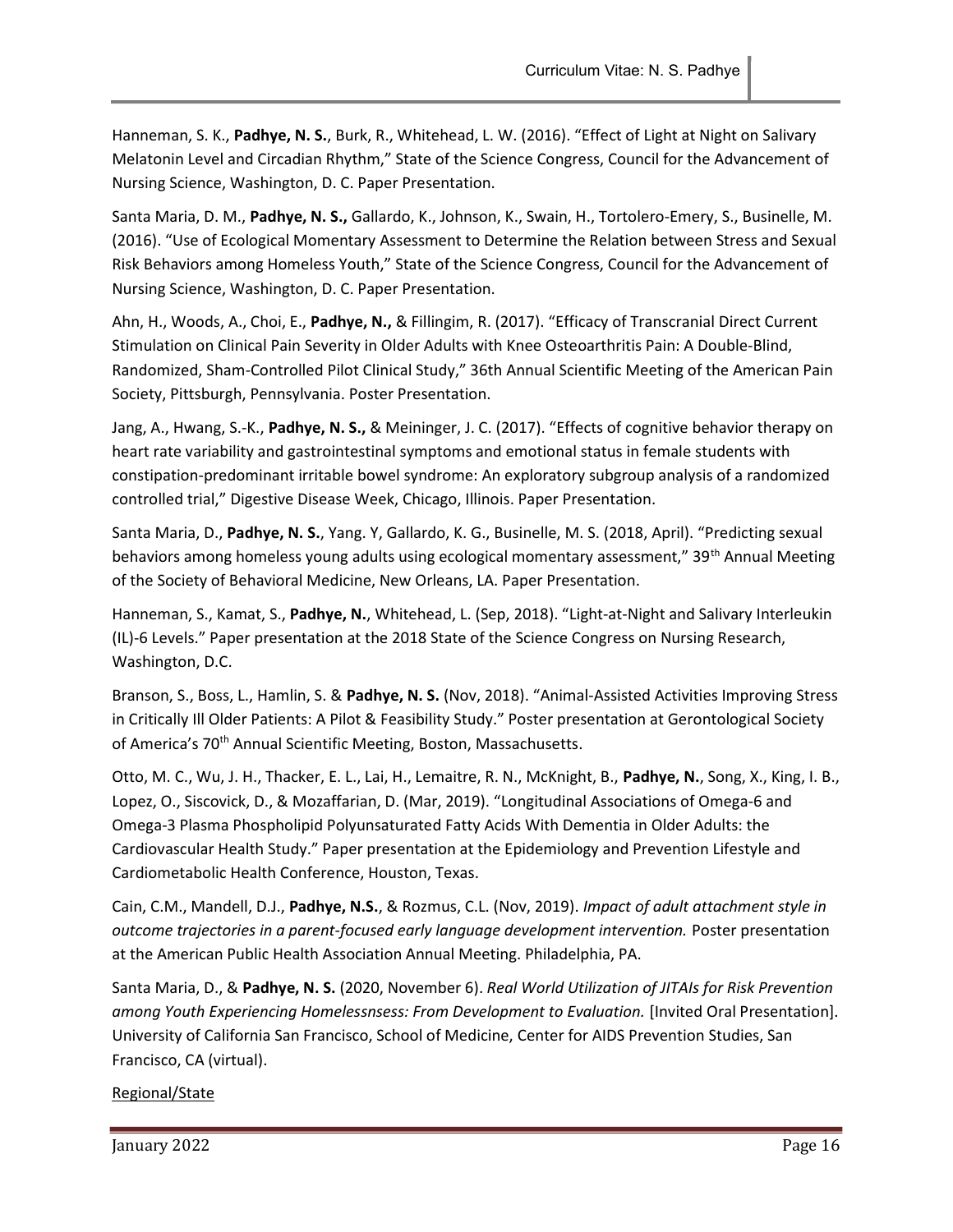Hanneman, S. K., **Padhye, N. S.**, Burk, R., Whitehead, L. W. (2016). "Effect of Light at Night on Salivary Melatonin Level and Circadian Rhythm," State of the Science Congress, Council for the Advancement of Nursing Science, Washington, D. C. Paper Presentation.

Santa Maria, D. M., **Padhye, N. S.,** Gallardo, K., Johnson, K., Swain, H., Tortolero-Emery, S., Businelle, M. (2016). "Use of Ecological Momentary Assessment to Determine the Relation between Stress and Sexual Risk Behaviors among Homeless Youth," State of the Science Congress, Council for the Advancement of Nursing Science, Washington, D. C. Paper Presentation.

Ahn, H., Woods, A., Choi, E., **Padhye, N.,** & Fillingim, R. (2017). "Efficacy of Transcranial Direct Current Stimulation on Clinical Pain Severity in Older Adults with Knee Osteoarthritis Pain: A Double-Blind, Randomized, Sham-Controlled Pilot Clinical Study," 36th Annual Scientific Meeting of the American Pain Society, Pittsburgh, Pennsylvania. Poster Presentation.

Jang, A., Hwang, S.-K., **Padhye, N. S.,** & Meininger, J. C. (2017). "Effects of cognitive behavior therapy on heart rate variability and gastrointestinal symptoms and emotional status in female students with constipation-predominant irritable bowel syndrome: An exploratory subgroup analysis of a randomized controlled trial," Digestive Disease Week, Chicago, Illinois. Paper Presentation.

Santa Maria, D., **Padhye, N. S.**, Yang. Y, Gallardo, K. G., Businelle, M. S. (2018, April). "Predicting sexual behaviors among homeless young adults using ecological momentary assessment," 39th Annual Meeting of the Society of Behavioral Medicine, New Orleans, LA. Paper Presentation.

Hanneman, S., Kamat, S., **Padhye, N.**, Whitehead, L. (Sep, 2018). "Light-at-Night and Salivary Interleukin (IL)-6 Levels." Paper presentation at the 2018 State of the Science Congress on Nursing Research, Washington, D.C.

Branson, S., Boss, L., Hamlin, S. & **Padhye, N. S.** (Nov, 2018). "Animal-Assisted Activities Improving Stress in Critically Ill Older Patients: A Pilot & Feasibility Study." Poster presentation at Gerontological Society of America's 70th Annual Scientific Meeting, Boston, Massachusetts.

Otto, M. C., Wu, J. H., Thacker, E. L., Lai, H., Lemaitre, R. N., McKnight, B., **Padhye, N.**, Song, X., King, I. B., Lopez, O., Siscovick, D., & Mozaffarian, D. (Mar, 2019). "Longitudinal Associations of Omega-6 and Omega-3 Plasma Phospholipid Polyunsaturated Fatty Acids With Dementia in Older Adults: the Cardiovascular Health Study." Paper presentation at the Epidemiology and Prevention Lifestyle and Cardiometabolic Health Conference, Houston, Texas.

Cain, C.M., Mandell, D.J., **Padhye, N.S.**, & Rozmus, C.L. (Nov, 2019). *Impact of adult attachment style in outcome trajectories in a parent-focused early language development intervention.* Poster presentation at the American Public Health Association Annual Meeting. Philadelphia, PA.

Santa Maria, D., & **Padhye, N. S.** (2020, November 6). *Real World Utilization of JITAIs for Risk Prevention among Youth Experiencing Homelessnsess: From Development to Evaluation.* [Invited Oral Presentation]. University of California San Francisco, School of Medicine, Center for AIDS Prevention Studies, San Francisco, CA (virtual).

Regional/State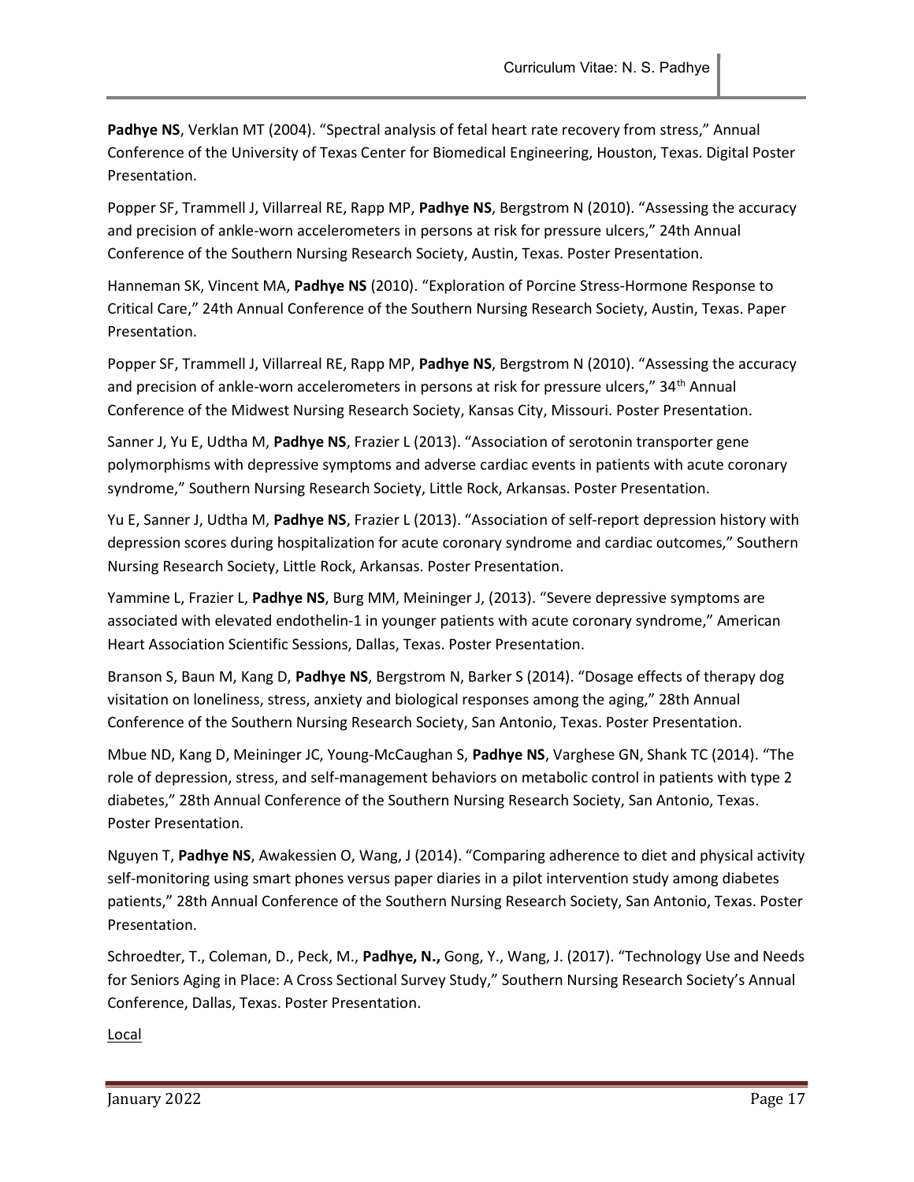**Padhye NS**, Verklan MT (2004). “Spectral analysis of fetal heart rate recovery from stress,” Annual Conference of the University of Texas Center for Biomedical Engineering, Houston, Texas. Digital Poster Presentation.

Popper SF, Trammell J, Villarreal RE, Rapp MP, **Padhye NS**, Bergstrom N (2010). “Assessing the accuracy and precision of ankle-worn accelerometers in persons at risk for pressure ulcers,” 24th Annual Conference of the Southern Nursing Research Society, Austin, Texas. Poster Presentation.

Hanneman SK, Vincent MA, **Padhye NS** (2010). “Exploration of Porcine Stress-Hormone Response to Critical Care,” 24th Annual Conference of the Southern Nursing Research Society, Austin, Texas. Paper Presentation.

Popper SF, Trammell J, Villarreal RE, Rapp MP, **Padhye NS**, Bergstrom N (2010). “Assessing the accuracy and precision of ankle-worn accelerometers in persons at risk for pressure ulcers,” 34th Annual Conference of the Midwest Nursing Research Society, Kansas City, Missouri. Poster Presentation.

Sanner J, Yu E, Udtha M, **Padhye NS**, Frazier L (2013). “Association of serotonin transporter gene polymorphisms with depressive symptoms and adverse cardiac events in patients with acute coronary syndrome,” Southern Nursing Research Society, Little Rock, Arkansas. Poster Presentation.

Yu E, Sanner J, Udtha M, **Padhye NS**, Frazier L (2013). “Association of self-report depression history with depression scores during hospitalization for acute coronary syndrome and cardiac outcomes,” Southern Nursing Research Society, Little Rock, Arkansas. Poster Presentation.

Yammine L, Frazier L, **Padhye NS**, Burg MM, Meininger J, (2013). “Severe depressive symptoms are associated with elevated endothelin-1 in younger patients with acute coronary syndrome,” American Heart Association Scientific Sessions, Dallas, Texas. Poster Presentation.

Branson S, Baun M, Kang D, **Padhye NS**, Bergstrom N, Barker S (2014). “Dosage effects of therapy dog visitation on loneliness, stress, anxiety and biological responses among the aging,” 28th Annual Conference of the Southern Nursing Research Society, San Antonio, Texas. Poster Presentation.

Mbue ND, Kang D, Meininger JC, Young-McCaughan S, **Padhye NS**, Varghese GN, Shank TC (2014). “The role of depression, stress, and self-management behaviors on metabolic control in patients with type 2 diabetes,” 28th Annual Conference of the Southern Nursing Research Society, San Antonio, Texas. Poster Presentation.

Nguyen T, **Padhye NS**, Awakessien O, Wang, J (2014). “Comparing adherence to diet and physical activity self-monitoring using smart phones versus paper diaries in a pilot intervention study among diabetes patients,” 28th Annual Conference of the Southern Nursing Research Society, San Antonio, Texas. Poster Presentation.

Schroedter, T., Coleman, D., Peck, M., **Padhye, N.,** Gong, Y., Wang, J. (2017). “Technology Use and Needs for Seniors Aging in Place: A Cross Sectional Survey Study,” Southern Nursing Research Society’s Annual Conference, Dallas, Texas. Poster Presentation.

Local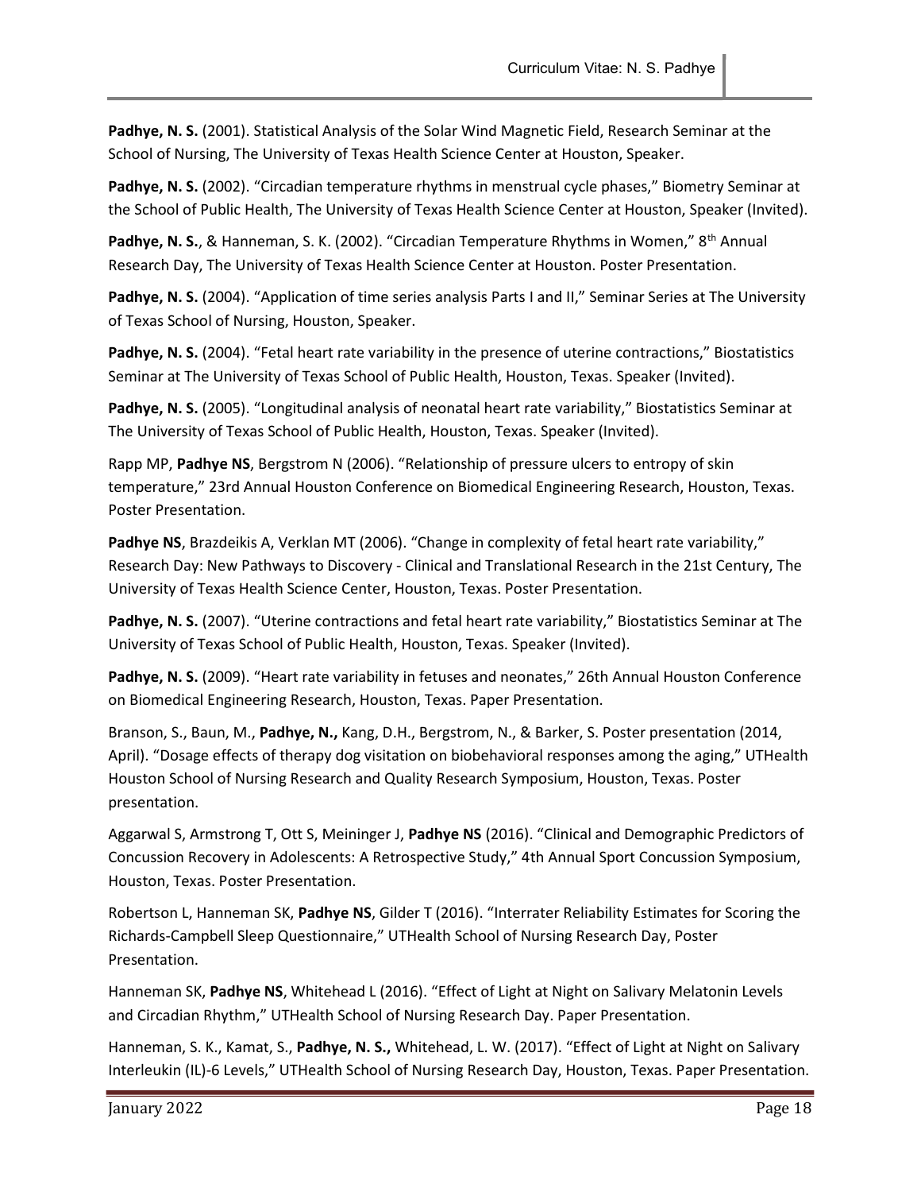**Padhye, N. S.** (2001). Statistical Analysis of the Solar Wind Magnetic Field, Research Seminar at the School of Nursing, The University of Texas Health Science Center at Houston, Speaker.

**Padhye, N. S.** (2002). "Circadian temperature rhythms in menstrual cycle phases," Biometry Seminar at the School of Public Health, The University of Texas Health Science Center at Houston, Speaker (Invited).

**Padhye, N. S.**, & Hanneman, S. K. (2002). "Circadian Temperature Rhythms in Women," 8th Annual Research Day, The University of Texas Health Science Center at Houston. Poster Presentation.

**Padhye, N. S.** (2004). "Application of time series analysis Parts I and II," Seminar Series at The University of Texas School of Nursing, Houston, Speaker.

**Padhye, N. S.** (2004). "Fetal heart rate variability in the presence of uterine contractions," Biostatistics Seminar at The University of Texas School of Public Health, Houston, Texas. Speaker (Invited).

**Padhye, N. S.** (2005). "Longitudinal analysis of neonatal heart rate variability," Biostatistics Seminar at The University of Texas School of Public Health, Houston, Texas. Speaker (Invited).

Rapp MP, **Padhye NS**, Bergstrom N (2006). "Relationship of pressure ulcers to entropy of skin temperature," 23rd Annual Houston Conference on Biomedical Engineering Research, Houston, Texas. Poster Presentation.

**Padhye NS**, Brazdeikis A, Verklan MT (2006). "Change in complexity of fetal heart rate variability," Research Day: New Pathways to Discovery - Clinical and Translational Research in the 21st Century, The University of Texas Health Science Center, Houston, Texas. Poster Presentation.

**Padhye, N. S.** (2007). "Uterine contractions and fetal heart rate variability," Biostatistics Seminar at The University of Texas School of Public Health, Houston, Texas. Speaker (Invited).

**Padhye, N. S.** (2009). "Heart rate variability in fetuses and neonates," 26th Annual Houston Conference on Biomedical Engineering Research, Houston, Texas. Paper Presentation.

Branson, S., Baun, M., **Padhye, N.,** Kang, D.H., Bergstrom, N., & Barker, S. Poster presentation (2014, April). "Dosage effects of therapy dog visitation on biobehavioral responses among the aging," UTHealth Houston School of Nursing Research and Quality Research Symposium, Houston, Texas. Poster presentation.

Aggarwal S, Armstrong T, Ott S, Meininger J, **Padhye NS** (2016). "Clinical and Demographic Predictors of Concussion Recovery in Adolescents: A Retrospective Study," 4th Annual Sport Concussion Symposium, Houston, Texas. Poster Presentation.

Robertson L, Hanneman SK, **Padhye NS**, Gilder T (2016). "Interrater Reliability Estimates for Scoring the Richards-Campbell Sleep Questionnaire," UTHealth School of Nursing Research Day, Poster Presentation.

Hanneman SK, **Padhye NS**, Whitehead L (2016). "Effect of Light at Night on Salivary Melatonin Levels and Circadian Rhythm," UTHealth School of Nursing Research Day. Paper Presentation.

Hanneman, S. K., Kamat, S., **Padhye, N. S.,** Whitehead, L. W. (2017). "Effect of Light at Night on Salivary Interleukin (IL)-6 Levels," UTHealth School of Nursing Research Day, Houston, Texas. Paper Presentation.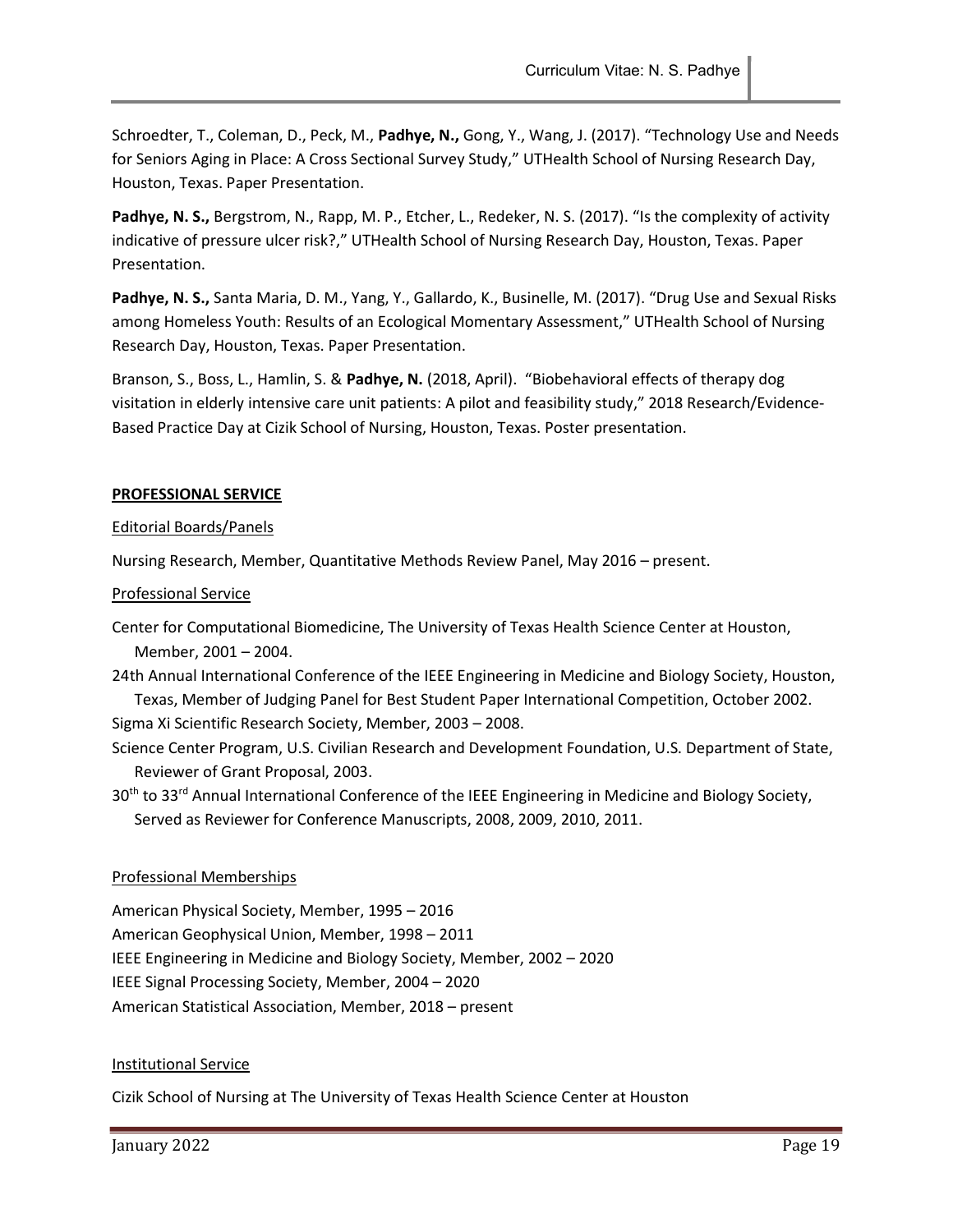Schroedter, T., Coleman, D., Peck, M., **Padhye, N.,** Gong, Y., Wang, J. (2017). "Technology Use and Needs for Seniors Aging in Place: A Cross Sectional Survey Study," UTHealth School of Nursing Research Day, Houston, Texas. Paper Presentation.

**Padhye, N. S.,** Bergstrom, N., Rapp, M. P., Etcher, L., Redeker, N. S. (2017). "Is the complexity of activity indicative of pressure ulcer risk?," UTHealth School of Nursing Research Day, Houston, Texas. Paper Presentation.

**Padhye, N. S.,** Santa Maria, D. M., Yang, Y., Gallardo, K., Businelle, M. (2017). "Drug Use and Sexual Risks among Homeless Youth: Results of an Ecological Momentary Assessment," UTHealth School of Nursing Research Day, Houston, Texas. Paper Presentation.

Branson, S., Boss, L., Hamlin, S. & **Padhye, N.** (2018, April). "Biobehavioral effects of therapy dog visitation in elderly intensive care unit patients: A pilot and feasibility study," 2018 Research/Evidence-Based Practice Day at Cizik School of Nursing, Houston, Texas. Poster presentation.

## PROFESSIONAL SERVICE

### Editorial Boards/Panels

Nursing Research, Member, Quantitative Methods Review Panel, May 2016 – present.

### Professional Service

Center for Computational Biomedicine, The University of Texas Health Science Center at Houston, Member, 2001 – 2004.

24th Annual International Conference of the IEEE Engineering in Medicine and Biology Society, Houston, Texas, Member of Judging Panel for Best Student Paper International Competition, October 2002.

Sigma Xi Scientific Research Society, Member, 2003 – 2008.

Science Center Program, U.S. Civilian Research and Development Foundation, U.S. Department of State, Reviewer of Grant Proposal, 2003.

30th to 33rd Annual International Conference of the IEEE Engineering in Medicine and Biology Society, Served as Reviewer for Conference Manuscripts, 2008, 2009, 2010, 2011.

### Professional Memberships

American Physical Society, Member, 1995 – 2016
American Geophysical Union, Member, 1998 – 2011
IEEE Engineering in Medicine and Biology Society, Member, 2002 – 2020
IEEE Signal Processing Society, Member, 2004 – 2020
American Statistical Association, Member, 2018 – present

### Institutional Service

Cizik School of Nursing at The University of Texas Health Science Center at Houston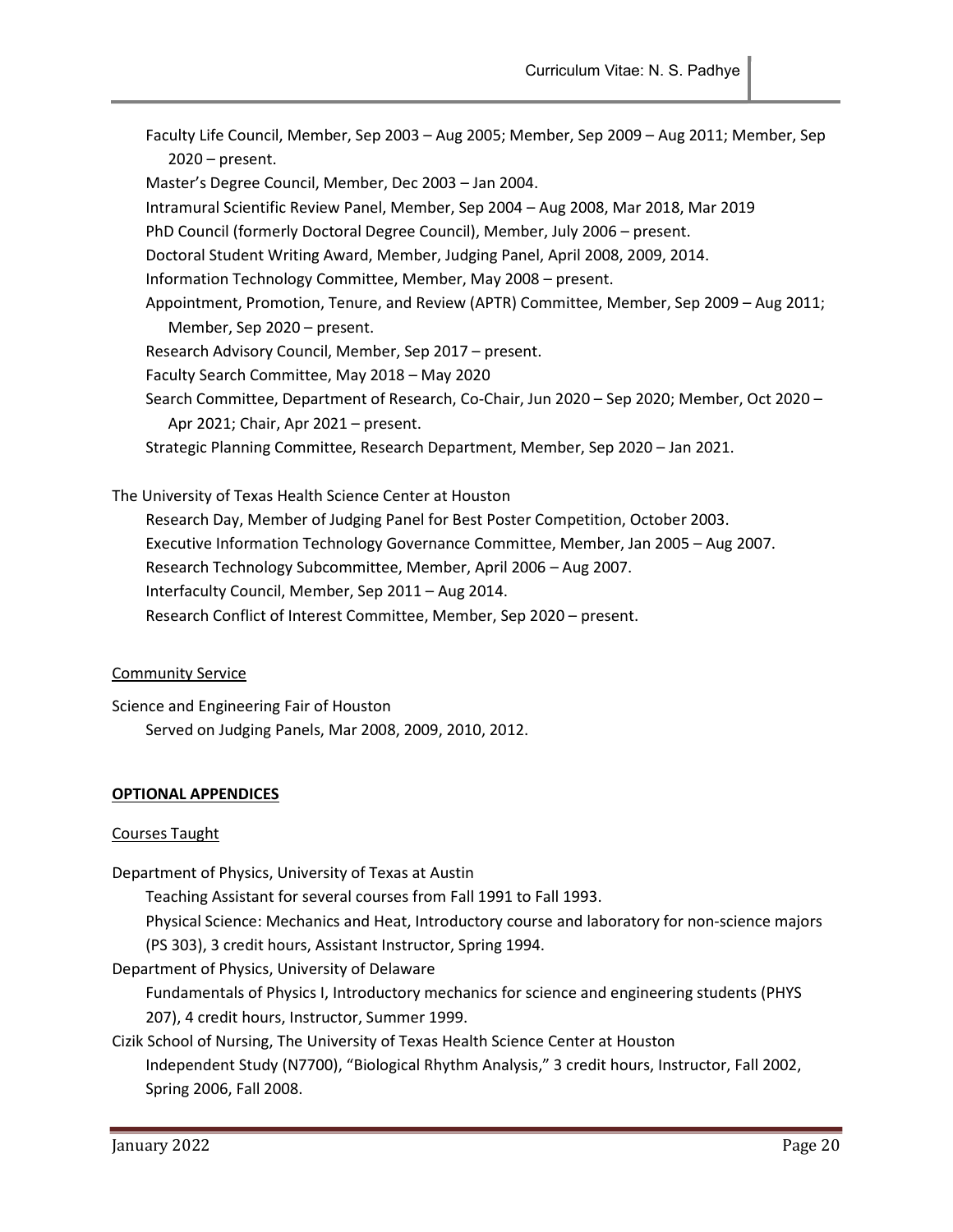Faculty Life Council, Member, Sep 2003 – Aug 2005; Member, Sep 2009 – Aug 2011; Member, Sep 2020 – present.

Master's Degree Council, Member, Dec 2003 – Jan 2004.

Intramural Scientific Review Panel, Member, Sep 2004 – Aug 2008, Mar 2018, Mar 2019

PhD Council (formerly Doctoral Degree Council), Member, July 2006 – present.

Doctoral Student Writing Award, Member, Judging Panel, April 2008, 2009, 2014.

Information Technology Committee, Member, May 2008 – present.

Appointment, Promotion, Tenure, and Review (APTR) Committee, Member, Sep 2009 – Aug 2011; Member, Sep 2020 – present.

Research Advisory Council, Member, Sep 2017 – present.

Faculty Search Committee, May 2018 – May 2020

Search Committee, Department of Research, Co-Chair, Jun 2020 – Sep 2020; Member, Oct 2020 – Apr 2021; Chair, Apr 2021 – present.

Strategic Planning Committee, Research Department, Member, Sep 2020 – Jan 2021.

The University of Texas Health Science Center at Houston

Research Day, Member of Judging Panel for Best Poster Competition, October 2003.

Executive Information Technology Governance Committee, Member, Jan 2005 – Aug 2007.

Research Technology Subcommittee, Member, April 2006 – Aug 2007.

Interfaculty Council, Member, Sep 2011 – Aug 2014.

Research Conflict of Interest Committee, Member, Sep 2020 – present.

<u>Community Service</u>

Science and Engineering Fair of Houston

Served on Judging Panels, Mar 2008, 2009, 2010, 2012.

**<u>OPTIONAL APPENDICES</u>**

<u>Courses Taught</u>

Department of Physics, University of Texas at Austin

Teaching Assistant for several courses from Fall 1991 to Fall 1993.

Physical Science: Mechanics and Heat, Introductory course and laboratory for non-science majors (PS 303), 3 credit hours, Assistant Instructor, Spring 1994.

Department of Physics, University of Delaware

Fundamentals of Physics I, Introductory mechanics for science and engineering students (PHYS 207), 4 credit hours, Instructor, Summer 1999.

Cizik School of Nursing, The University of Texas Health Science Center at Houston

Independent Study (N7700), "Biological Rhythm Analysis," 3 credit hours, Instructor, Fall 2002, Spring 2006, Fall 2008.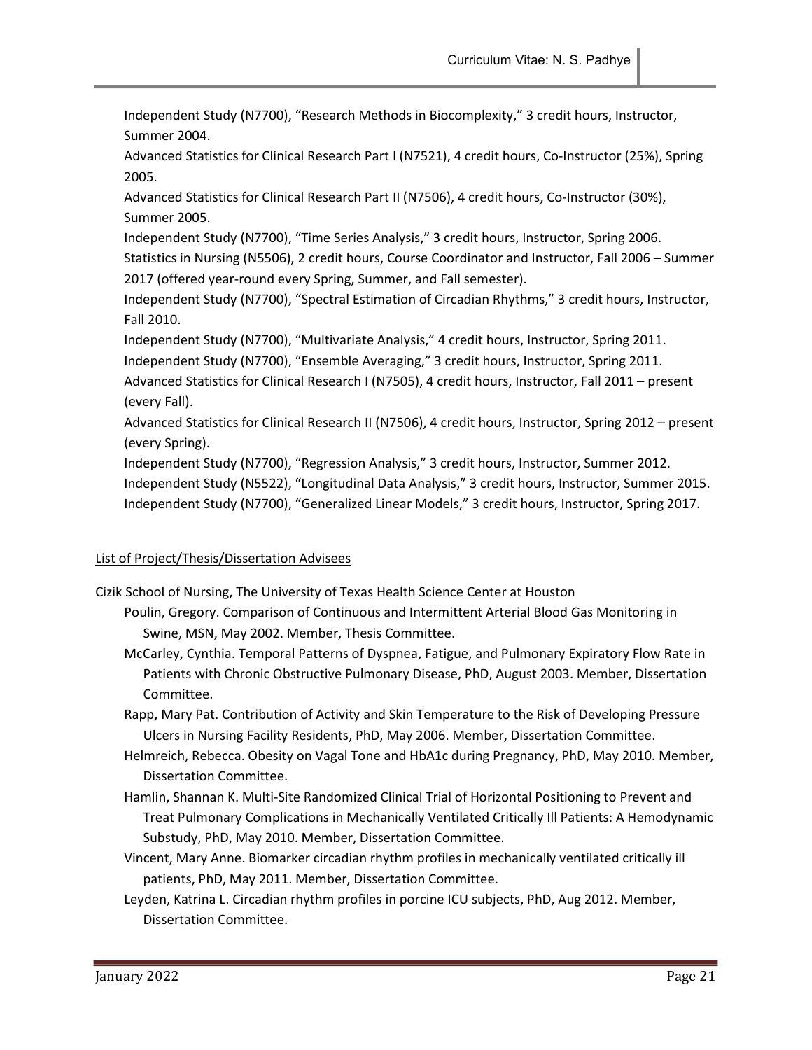Independent Study (N7700), "Research Methods in Biocomplexity," 3 credit hours, Instructor, Summer 2004.

Advanced Statistics for Clinical Research Part I (N7521), 4 credit hours, Co-Instructor (25%), Spring 2005.

Advanced Statistics for Clinical Research Part II (N7506), 4 credit hours, Co-Instructor (30%), Summer 2005.

Independent Study (N7700), "Time Series Analysis," 3 credit hours, Instructor, Spring 2006.

Statistics in Nursing (N5506), 2 credit hours, Course Coordinator and Instructor, Fall 2006 – Summer 2017 (offered year-round every Spring, Summer, and Fall semester).

Independent Study (N7700), "Spectral Estimation of Circadian Rhythms," 3 credit hours, Instructor, Fall 2010.

Independent Study (N7700), "Multivariate Analysis," 4 credit hours, Instructor, Spring 2011.

Independent Study (N7700), "Ensemble Averaging," 3 credit hours, Instructor, Spring 2011.

Advanced Statistics for Clinical Research I (N7505), 4 credit hours, Instructor, Fall 2011 – present (every Fall).

Advanced Statistics for Clinical Research II (N7506), 4 credit hours, Instructor, Spring 2012 – present (every Spring).

Independent Study (N7700), "Regression Analysis," 3 credit hours, Instructor, Summer 2012.

Independent Study (N5522), "Longitudinal Data Analysis," 3 credit hours, Instructor, Summer 2015.

Independent Study (N7700), "Generalized Linear Models," 3 credit hours, Instructor, Spring 2017.

## List of Project/Thesis/Dissertation Advisees

Cizik School of Nursing, The University of Texas Health Science Center at Houston

- Poulin, Gregory. Comparison of Continuous and Intermittent Arterial Blood Gas Monitoring in Swine, MSN, May 2002. Member, Thesis Committee.
- McCarley, Cynthia. Temporal Patterns of Dyspnea, Fatigue, and Pulmonary Expiratory Flow Rate in Patients with Chronic Obstructive Pulmonary Disease, PhD, August 2003. Member, Dissertation Committee.
- Rapp, Mary Pat. Contribution of Activity and Skin Temperature to the Risk of Developing Pressure Ulcers in Nursing Facility Residents, PhD, May 2006. Member, Dissertation Committee.
- Helmreich, Rebecca. Obesity on Vagal Tone and HbA1c during Pregnancy, PhD, May 2010. Member, Dissertation Committee.
- Hamlin, Shannan K. Multi-Site Randomized Clinical Trial of Horizontal Positioning to Prevent and Treat Pulmonary Complications in Mechanically Ventilated Critically Ill Patients: A Hemodynamic Substudy, PhD, May 2010. Member, Dissertation Committee.
- Vincent, Mary Anne. Biomarker circadian rhythm profiles in mechanically ventilated critically ill patients, PhD, May 2011. Member, Dissertation Committee.
- Leyden, Katrina L. Circadian rhythm profiles in porcine ICU subjects, PhD, Aug 2012. Member, Dissertation Committee.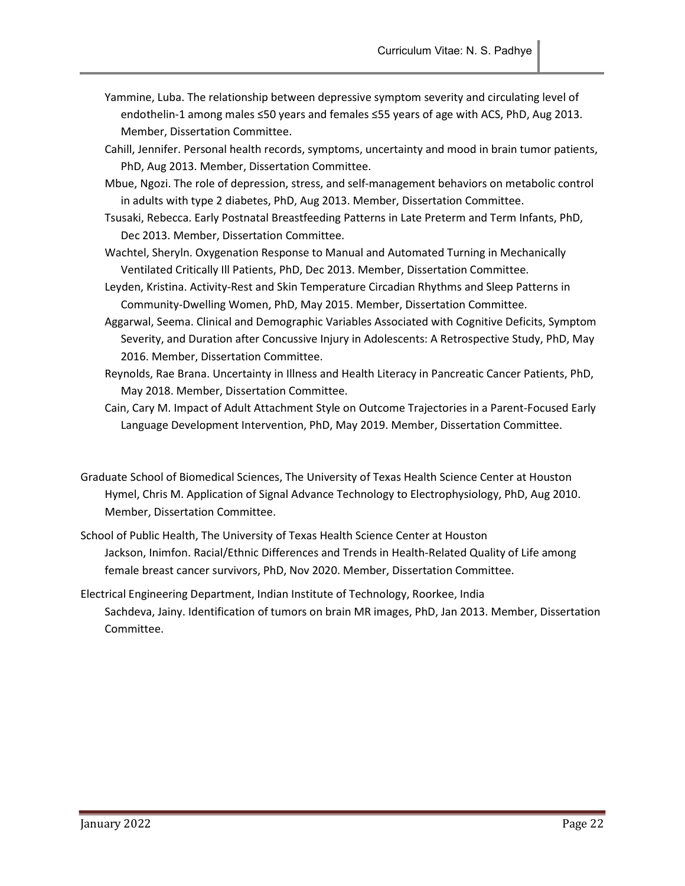Yammine, Luba. The relationship between depressive symptom severity and circulating level of endothelin-1 among males ≤50 years and females ≤55 years of age with ACS, PhD, Aug 2013. Member, Dissertation Committee.

Cahill, Jennifer. Personal health records, symptoms, uncertainty and mood in brain tumor patients, PhD, Aug 2013. Member, Dissertation Committee.

Mbue, Ngozi. The role of depression, stress, and self-management behaviors on metabolic control in adults with type 2 diabetes, PhD, Aug 2013. Member, Dissertation Committee.

Tsusaki, Rebecca. Early Postnatal Breastfeeding Patterns in Late Preterm and Term Infants, PhD, Dec 2013. Member, Dissertation Committee.

Wachtel, Sheryln. Oxygenation Response to Manual and Automated Turning in Mechanically Ventilated Critically Ill Patients, PhD, Dec 2013. Member, Dissertation Committee.

Leyden, Kristina. Activity-Rest and Skin Temperature Circadian Rhythms and Sleep Patterns in Community-Dwelling Women, PhD, May 2015. Member, Dissertation Committee.

Aggarwal, Seema. Clinical and Demographic Variables Associated with Cognitive Deficits, Symptom Severity, and Duration after Concussive Injury in Adolescents: A Retrospective Study, PhD, May 2016. Member, Dissertation Committee.

Reynolds, Rae Brana. Uncertainty in Illness and Health Literacy in Pancreatic Cancer Patients, PhD, May 2018. Member, Dissertation Committee.

Cain, Cary M. Impact of Adult Attachment Style on Outcome Trajectories in a Parent-Focused Early Language Development Intervention, PhD, May 2019. Member, Dissertation Committee.

Graduate School of Biomedical Sciences, The University of Texas Health Science Center at Houston

Hymel, Chris M. Application of Signal Advance Technology to Electrophysiology, PhD, Aug 2010. Member, Dissertation Committee.

School of Public Health, The University of Texas Health Science Center at Houston

Jackson, Inimfon. Racial/Ethnic Differences and Trends in Health-Related Quality of Life among female breast cancer survivors, PhD, Nov 2020. Member, Dissertation Committee.

Electrical Engineering Department, Indian Institute of Technology, Roorkee, India

Sachdeva, Jainy. Identification of tumors on brain MR images, PhD, Jan 2013. Member, Dissertation Committee.